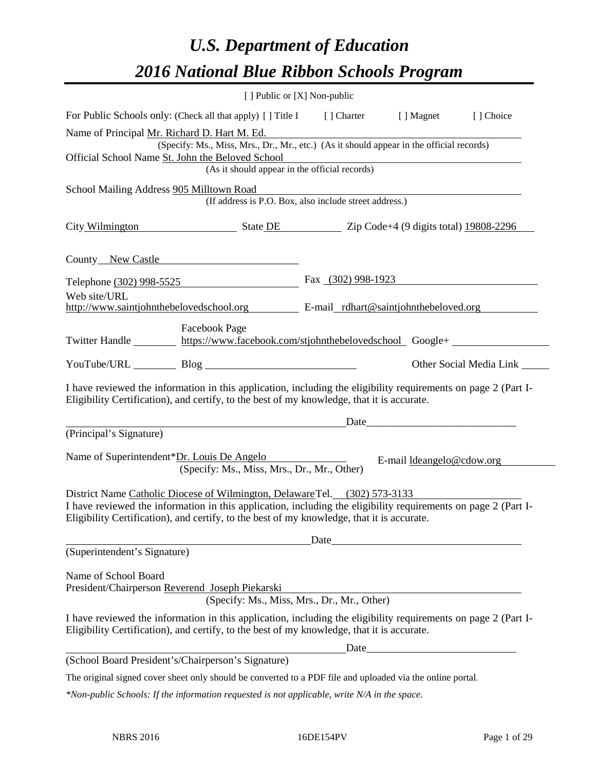# *U.S. Department of Education*

# *2016 National Blue Ribbon Schools Program*

[ ] Public or [X] Non-public

For Public Schools only: (Check all that apply) [ ] Title I [ ] Charter [ ] Magnet [ ] Choice

Name of Principal Mr. Richard D. Hart M. Ed.
(Specify: Ms., Miss, Mrs., Dr., Mr., etc.) (As it should appear in the official records)

Official School Name St. John the Beloved School
(As it should appear in the official records)

School Mailing Address 905 Milltown Road
(If address is P.O. Box, also include street address.)

City Wilmington State DE Zip Code+4 (9 digits total) 19808-2296

County New Castle

Telephone (302) 998-5525 Fax (302) 998-1923

Web site/URL http://www.saintjohnthebelovedschool.org E-mail rdhart@saintjohnthebeloved.org

Twitter Handle Facebook Page https://www.facebook.com/stjohnthebelovedschool Google+

YouTube/URL Blog Other Social Media Link

I have reviewed the information in this application, including the eligibility requirements on page 2 (Part I-Eligibility Certification), and certify, to the best of my knowledge, that it is accurate.

Date_____________________________

(Principal's Signature)

Name of Superintendent*Dr. Louis De Angelo E-mail ldeangelo@cdow.org
(Specify: Ms., Miss, Mrs., Dr., Mr., Other)

District Name Catholic Diocese of Wilmington, Delaware Tel. (302) 573-3133

I have reviewed the information in this application, including the eligibility requirements on page 2 (Part I-Eligibility Certification), and certify, to the best of my knowledge, that it is accurate.

Date

(Superintendent's Signature)

Name of School Board President/Chairperson Reverend Joseph Piekarski
(Specify: Ms., Miss, Mrs., Dr., Mr., Other)

I have reviewed the information in this application, including the eligibility requirements on page 2 (Part I-Eligibility Certification), and certify, to the best of my knowledge, that it is accurate.

Date_____________________________

(School Board President's/Chairperson's Signature)

The original signed cover sheet only should be converted to a PDF file and uploaded via the online portal.

*\*Non-public Schools: If the information requested is not applicable, write N/A in the space.*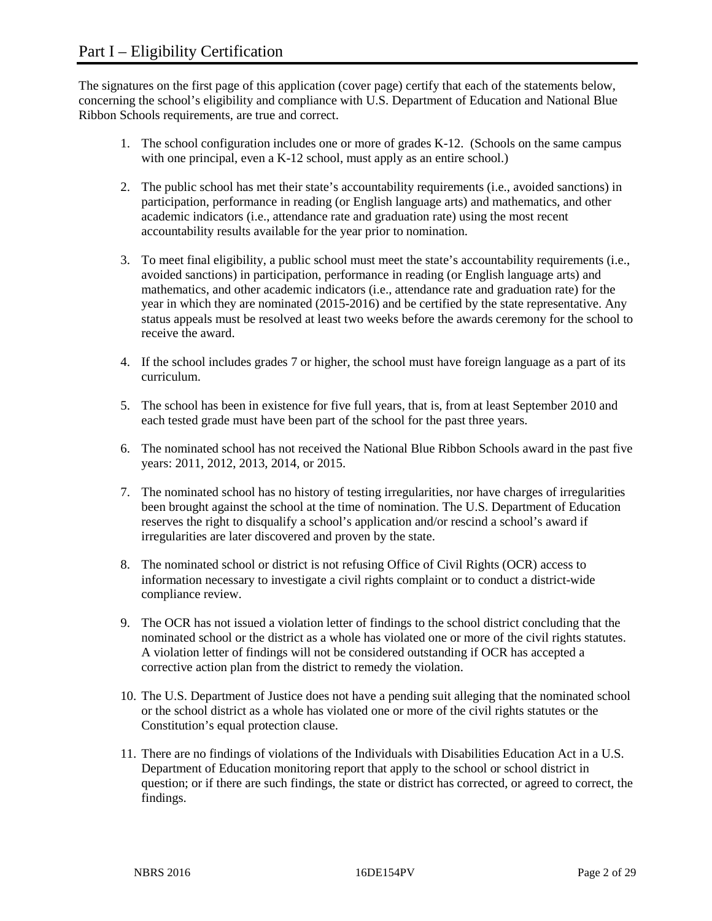# Part I – Eligibility Certification

The signatures on the first page of this application (cover page) certify that each of the statements below, concerning the school's eligibility and compliance with U.S. Department of Education and National Blue Ribbon Schools requirements, are true and correct.

1. The school configuration includes one or more of grades K-12. (Schools on the same campus with one principal, even a K-12 school, must apply as an entire school.)

2. The public school has met their state's accountability requirements (i.e., avoided sanctions) in participation, performance in reading (or English language arts) and mathematics, and other academic indicators (i.e., attendance rate and graduation rate) using the most recent accountability results available for the year prior to nomination.

3. To meet final eligibility, a public school must meet the state's accountability requirements (i.e., avoided sanctions) in participation, performance in reading (or English language arts) and mathematics, and other academic indicators (i.e., attendance rate and graduation rate) for the year in which they are nominated (2015-2016) and be certified by the state representative. Any status appeals must be resolved at least two weeks before the awards ceremony for the school to receive the award.

4. If the school includes grades 7 or higher, the school must have foreign language as a part of its curriculum.

5. The school has been in existence for five full years, that is, from at least September 2010 and each tested grade must have been part of the school for the past three years.

6. The nominated school has not received the National Blue Ribbon Schools award in the past five years: 2011, 2012, 2013, 2014, or 2015.

7. The nominated school has no history of testing irregularities, nor have charges of irregularities been brought against the school at the time of nomination. The U.S. Department of Education reserves the right to disqualify a school's application and/or rescind a school's award if irregularities are later discovered and proven by the state.

8. The nominated school or district is not refusing Office of Civil Rights (OCR) access to information necessary to investigate a civil rights complaint or to conduct a district-wide compliance review.

9. The OCR has not issued a violation letter of findings to the school district concluding that the nominated school or the district as a whole has violated one or more of the civil rights statutes. A violation letter of findings will not be considered outstanding if OCR has accepted a corrective action plan from the district to remedy the violation.

10. The U.S. Department of Justice does not have a pending suit alleging that the nominated school or the school district as a whole has violated one or more of the civil rights statutes or the Constitution's equal protection clause.

11. There are no findings of violations of the Individuals with Disabilities Education Act in a U.S. Department of Education monitoring report that apply to the school or school district in question; or if there are such findings, the state or district has corrected, or agreed to correct, the findings.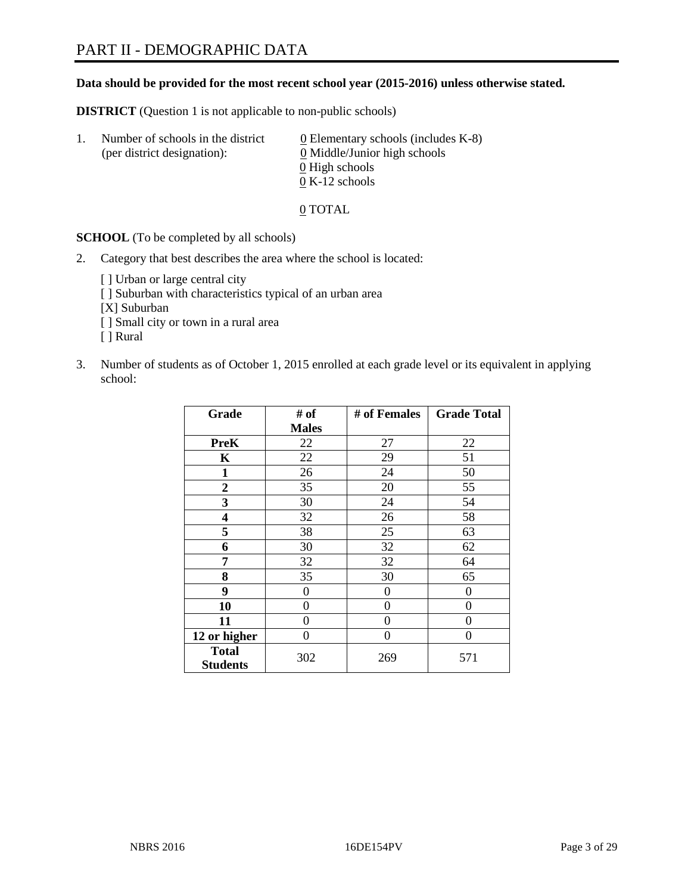# PART II - DEMOGRAPHIC DATA

**Data should be provided for the most recent school year (2015-2016) unless otherwise stated.**

**DISTRICT** (Question 1 is not applicable to non-public schools)

1. Number of schools in the district (per district designation):
   0 Elementary schools (includes K-8)
   0 Middle/Junior high schools
   0 High schools
   0 K-12 schools

   0 TOTAL

**SCHOOL** (To be completed by all schools)

2. Category that best describes the area where the school is located:

   [ ] Urban or large central city
   [ ] Suburban with characteristics typical of an urban area
   [X] Suburban
   [ ] Small city or town in a rural area
   [ ] Rural

3. Number of students as of October 1, 2015 enrolled at each grade level or its equivalent in applying school:

| Grade | # of Males | # of Females | Grade Total |
|---|---|---|---|
| **PreK** | 22 | 27 | 22 |
| **K** | 22 | 29 | 51 |
| **1** | 26 | 24 | 50 |
| **2** | 35 | 20 | 55 |
| **3** | 30 | 24 | 54 |
| **4** | 32 | 26 | 58 |
| **5** | 38 | 25 | 63 |
| **6** | 30 | 32 | 62 |
| **7** | 32 | 32 | 64 |
| **8** | 35 | 30 | 65 |
| **9** | 0 | 0 | 0 |
| **10** | 0 | 0 | 0 |
| **11** | 0 | 0 | 0 |
| **12 or higher** | 0 | 0 | 0 |
| **Total Students** | 302 | 269 | 571 |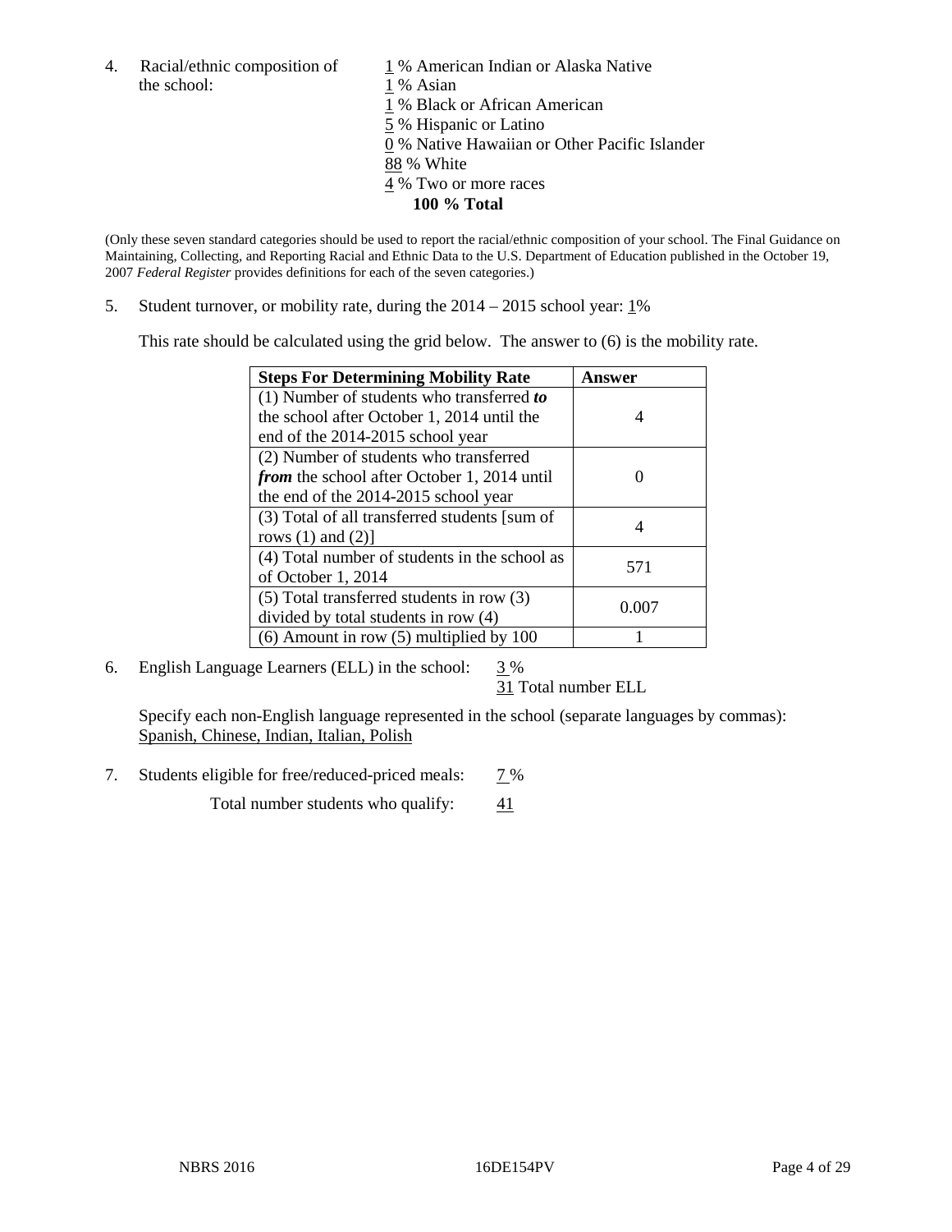4. Racial/ethnic composition of the school:

1 % American Indian or Alaska Native
1 % Asian
1 % Black or African American
5 % Hispanic or Latino
0 % Native Hawaiian or Other Pacific Islander
88 % White
4 % Two or more races
**100 % Total**

(Only these seven standard categories should be used to report the racial/ethnic composition of your school. The Final Guidance on Maintaining, Collecting, and Reporting Racial and Ethnic Data to the U.S. Department of Education published in the October 19, 2007 *Federal Register* provides definitions for each of the seven categories.)

5. Student turnover, or mobility rate, during the 2014 – 2015 school year: 1%

This rate should be calculated using the grid below. The answer to (6) is the mobility rate.

| **Steps For Determining Mobility Rate** | **Answer** |
| --- | --- |
| (1) Number of students who transferred ***to*** the school after October 1, 2014 until the end of the 2014-2015 school year | 4 |
| (2) Number of students who transferred ***from*** the school after October 1, 2014 until the end of the 2014-2015 school year | 0 |
| (3) Total of all transferred students [sum of rows (1) and (2)] | 4 |
| (4) Total number of students in the school as of October 1, 2014 | 571 |
| (5) Total transferred students in row (3) divided by total students in row (4) | 0.007 |
| (6) Amount in row (5) multiplied by 100 | 1 |

6. English Language Learners (ELL) in the school: 3 %
31 Total number ELL

Specify each non-English language represented in the school (separate languages by commas):
Spanish, Chinese, Indian, Italian, Polish

7. Students eligible for free/reduced-priced meals: 7 %
Total number students who qualify: 41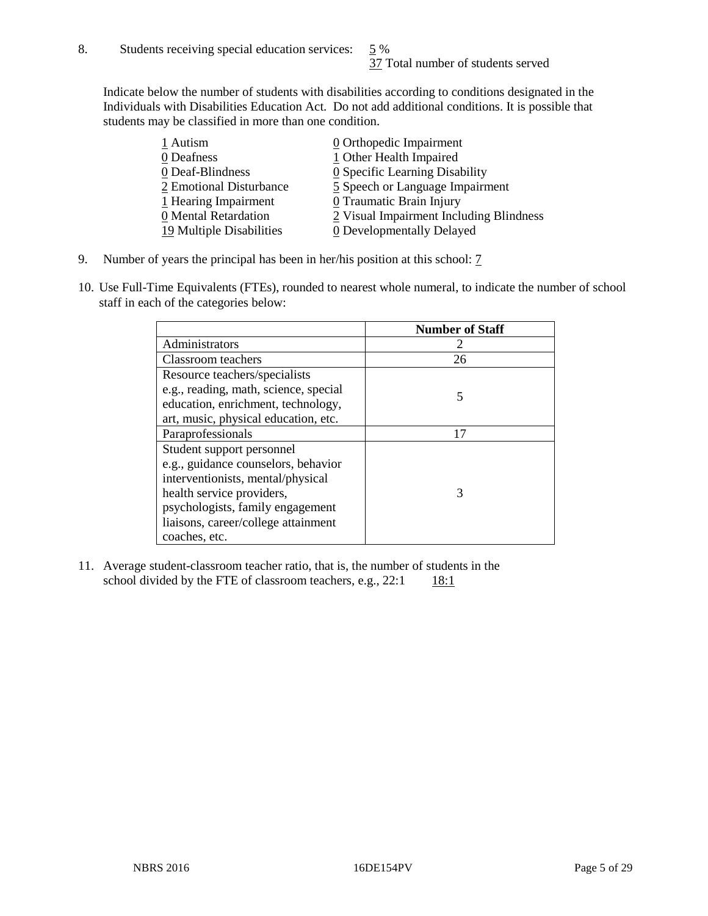8. Students receiving special education services: 5 %
37 Total number of students served

Indicate below the number of students with disabilities according to conditions designated in the Individuals with Disabilities Education Act. Do not add additional conditions. It is possible that students may be classified in more than one condition.

1 Autism
0 Deafness
0 Deaf-Blindness
2 Emotional Disturbance
1 Hearing Impairment
0 Mental Retardation
19 Multiple Disabilities
0 Orthopedic Impairment
1 Other Health Impaired
0 Specific Learning Disability
5 Speech or Language Impairment
0 Traumatic Brain Injury
2 Visual Impairment Including Blindness
0 Developmentally Delayed

9. Number of years the principal has been in her/his position at this school: 7

10. Use Full-Time Equivalents (FTEs), rounded to nearest whole numeral, to indicate the number of school staff in each of the categories below:

| | Number of Staff |
|---|---|
| Administrators | 2 |
| Classroom teachers | 26 |
| Resource teachers/specialists e.g., reading, math, science, special education, enrichment, technology, art, music, physical education, etc. | 5 |
| Paraprofessionals | 17 |
| Student support personnel e.g., guidance counselors, behavior interventionists, mental/physical health service providers, psychologists, family engagement liaisons, career/college attainment coaches, etc. | 3 |

11. Average student-classroom teacher ratio, that is, the number of students in the school divided by the FTE of classroom teachers, e.g., 22:1 18:1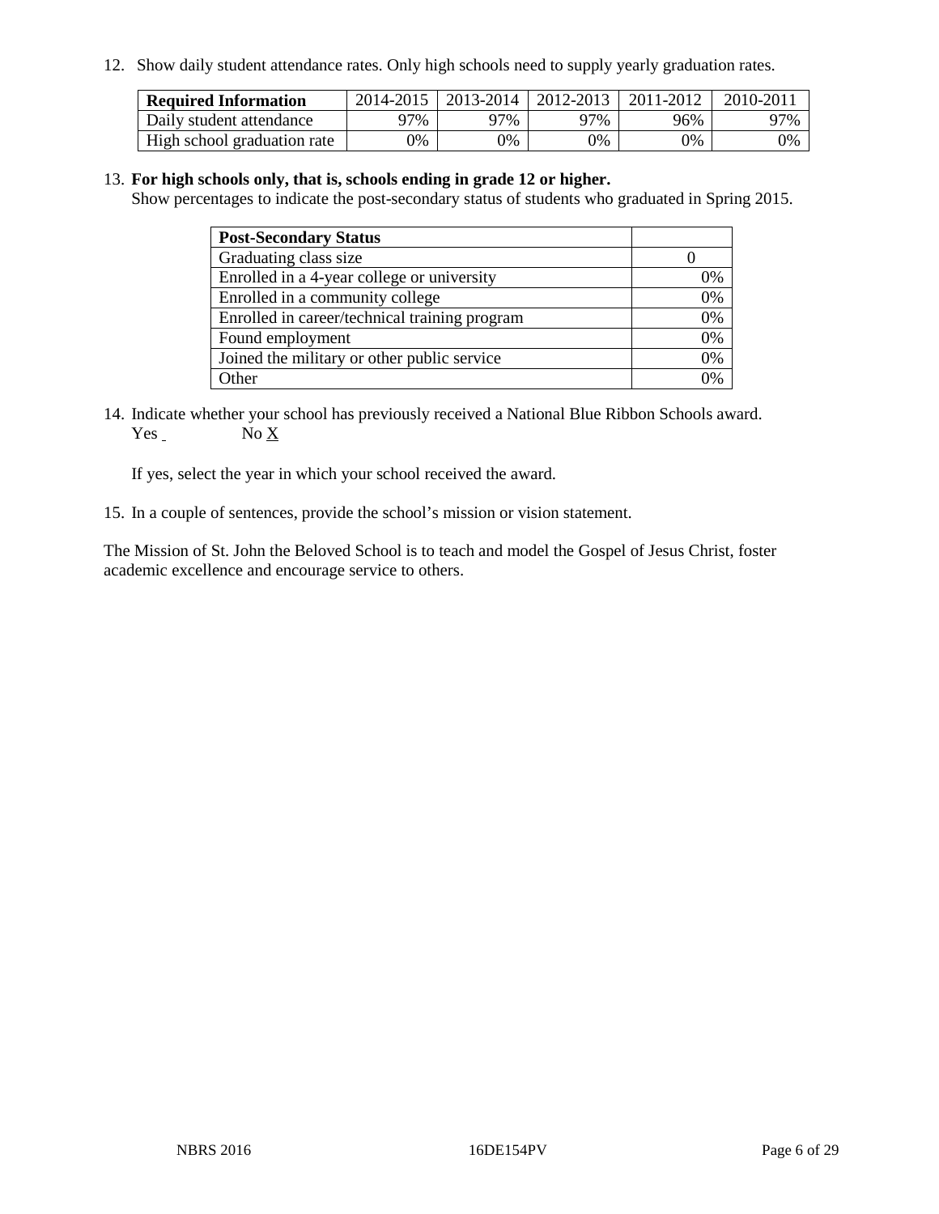12. Show daily student attendance rates. Only high schools need to supply yearly graduation rates.

| **Required Information** | 2014-2015 | 2013-2014 | 2012-2013 | 2011-2012 | 2010-2011 |
|---|---|---|---|---|---|
| Daily student attendance | 97% | 97% | 97% | 96% | 97% |
| High school graduation rate | 0% | 0% | 0% | 0% | 0% |

13. **For high schools only, that is, schools ending in grade 12 or higher.**
Show percentages to indicate the post-secondary status of students who graduated in Spring 2015.

| **Post-Secondary Status** | |
|---|---|
| Graduating class size | 0 |
| Enrolled in a 4-year college or university | 0% |
| Enrolled in a community college | 0% |
| Enrolled in career/technical training program | 0% |
| Found employment | 0% |
| Joined the military or other public service | 0% |
| Other | 0% |

14. Indicate whether your school has previously received a National Blue Ribbon Schools award.
Yes _ No X

If yes, select the year in which your school received the award.

15. In a couple of sentences, provide the school's mission or vision statement.

The Mission of St. John the Beloved School is to teach and model the Gospel of Jesus Christ, foster academic excellence and encourage service to others.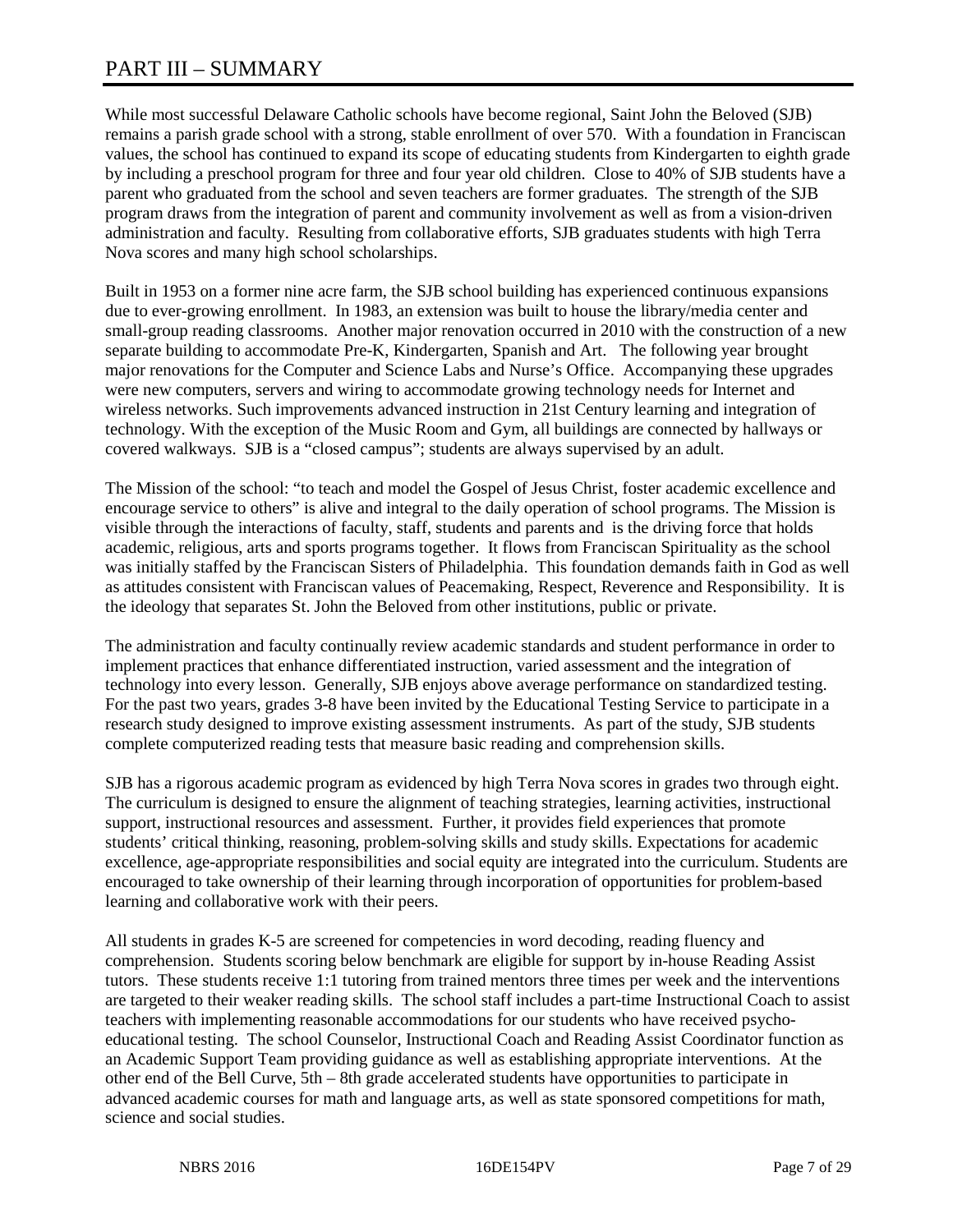# PART III – SUMMARY

While most successful Delaware Catholic schools have become regional, Saint John the Beloved (SJB) remains a parish grade school with a strong, stable enrollment of over 570. With a foundation in Franciscan values, the school has continued to expand its scope of educating students from Kindergarten to eighth grade by including a preschool program for three and four year old children. Close to 40% of SJB students have a parent who graduated from the school and seven teachers are former graduates. The strength of the SJB program draws from the integration of parent and community involvement as well as from a vision-driven administration and faculty. Resulting from collaborative efforts, SJB graduates students with high Terra Nova scores and many high school scholarships.

Built in 1953 on a former nine acre farm, the SJB school building has experienced continuous expansions due to ever-growing enrollment. In 1983, an extension was built to house the library/media center and small-group reading classrooms. Another major renovation occurred in 2010 with the construction of a new separate building to accommodate Pre-K, Kindergarten, Spanish and Art. The following year brought major renovations for the Computer and Science Labs and Nurse's Office. Accompanying these upgrades were new computers, servers and wiring to accommodate growing technology needs for Internet and wireless networks. Such improvements advanced instruction in 21st Century learning and integration of technology. With the exception of the Music Room and Gym, all buildings are connected by hallways or covered walkways. SJB is a "closed campus"; students are always supervised by an adult.

The Mission of the school: "to teach and model the Gospel of Jesus Christ, foster academic excellence and encourage service to others" is alive and integral to the daily operation of school programs. The Mission is visible through the interactions of faculty, staff, students and parents and is the driving force that holds academic, religious, arts and sports programs together. It flows from Franciscan Spirituality as the school was initially staffed by the Franciscan Sisters of Philadelphia. This foundation demands faith in God as well as attitudes consistent with Franciscan values of Peacemaking, Respect, Reverence and Responsibility. It is the ideology that separates St. John the Beloved from other institutions, public or private.

The administration and faculty continually review academic standards and student performance in order to implement practices that enhance differentiated instruction, varied assessment and the integration of technology into every lesson. Generally, SJB enjoys above average performance on standardized testing. For the past two years, grades 3-8 have been invited by the Educational Testing Service to participate in a research study designed to improve existing assessment instruments. As part of the study, SJB students complete computerized reading tests that measure basic reading and comprehension skills.

SJB has a rigorous academic program as evidenced by high Terra Nova scores in grades two through eight. The curriculum is designed to ensure the alignment of teaching strategies, learning activities, instructional support, instructional resources and assessment. Further, it provides field experiences that promote students' critical thinking, reasoning, problem-solving skills and study skills. Expectations for academic excellence, age-appropriate responsibilities and social equity are integrated into the curriculum. Students are encouraged to take ownership of their learning through incorporation of opportunities for problem-based learning and collaborative work with their peers.

All students in grades K-5 are screened for competencies in word decoding, reading fluency and comprehension. Students scoring below benchmark are eligible for support by in-house Reading Assist tutors. These students receive 1:1 tutoring from trained mentors three times per week and the interventions are targeted to their weaker reading skills. The school staff includes a part-time Instructional Coach to assist teachers with implementing reasonable accommodations for our students who have received psycho-educational testing. The school Counselor, Instructional Coach and Reading Assist Coordinator function as an Academic Support Team providing guidance as well as establishing appropriate interventions. At the other end of the Bell Curve, 5th – 8th grade accelerated students have opportunities to participate in advanced academic courses for math and language arts, as well as state sponsored competitions for math, science and social studies.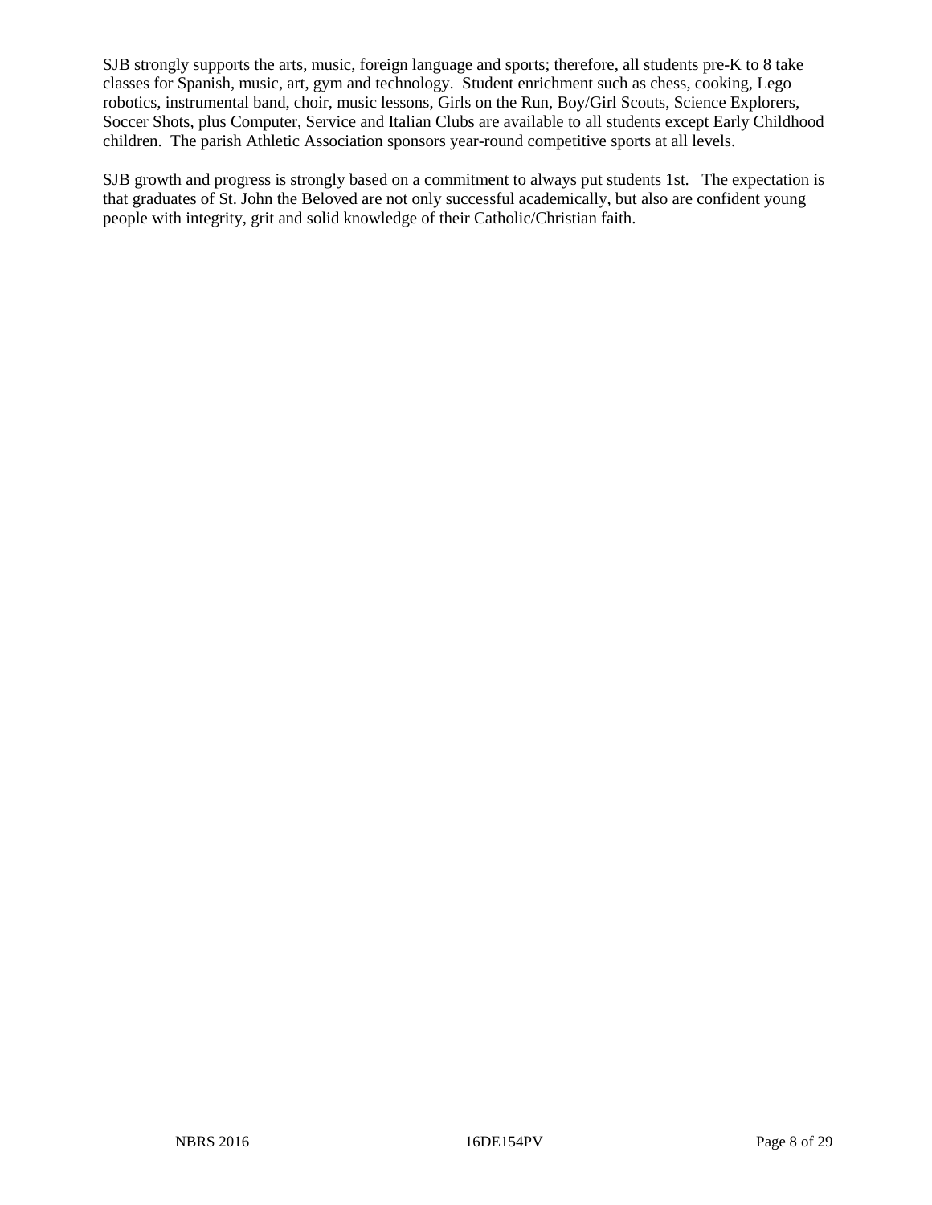SJB strongly supports the arts, music, foreign language and sports; therefore, all students pre-K to 8 take classes for Spanish, music, art, gym and technology. Student enrichment such as chess, cooking, Lego robotics, instrumental band, choir, music lessons, Girls on the Run, Boy/Girl Scouts, Science Explorers, Soccer Shots, plus Computer, Service and Italian Clubs are available to all students except Early Childhood children. The parish Athletic Association sponsors year-round competitive sports at all levels.

SJB growth and progress is strongly based on a commitment to always put students 1st. The expectation is that graduates of St. John the Beloved are not only successful academically, but also are confident young people with integrity, grit and solid knowledge of their Catholic/Christian faith.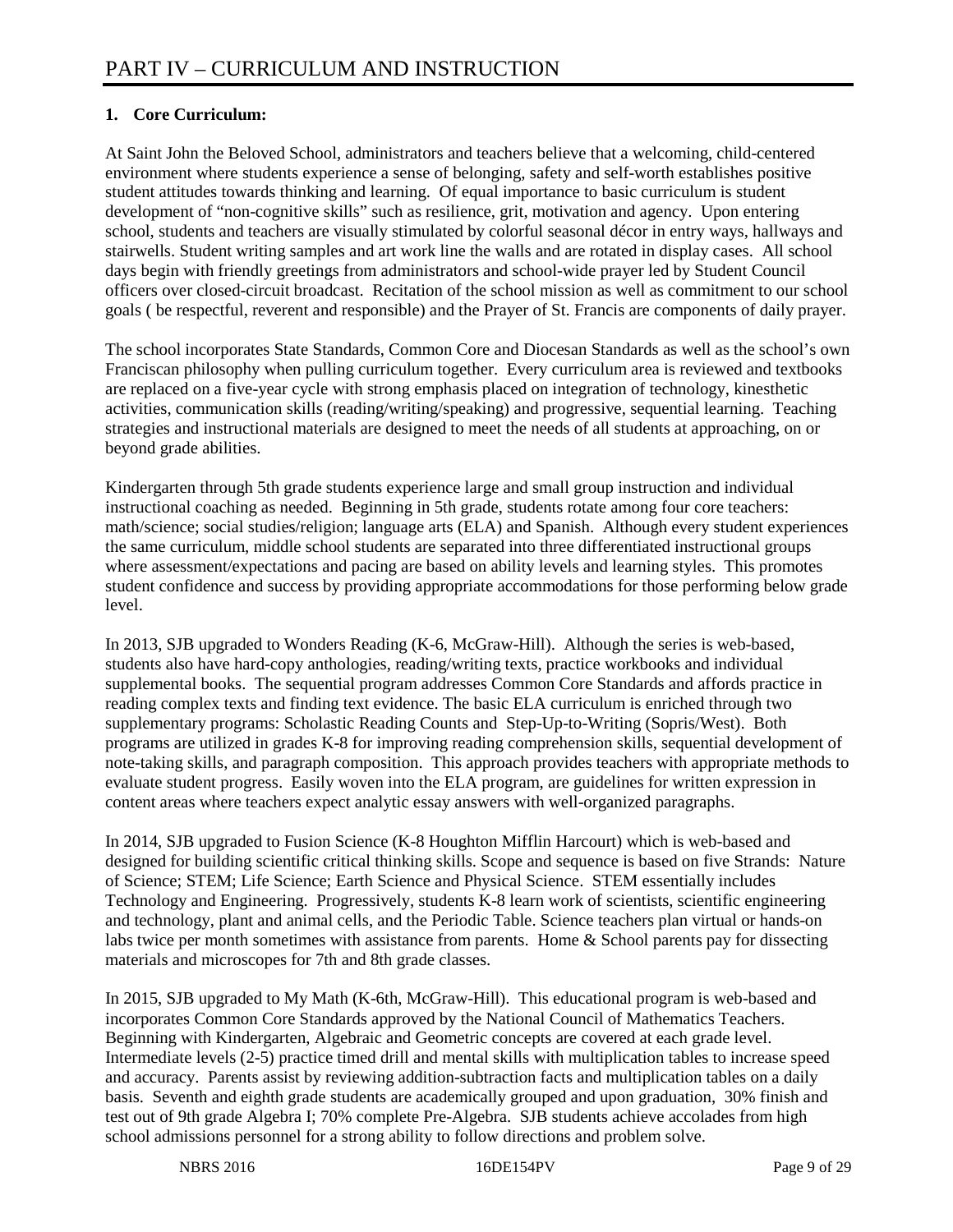# PART IV – CURRICULUM AND INSTRUCTION

**1. Core Curriculum:**

At Saint John the Beloved School, administrators and teachers believe that a welcoming, child-centered environment where students experience a sense of belonging, safety and self-worth establishes positive student attitudes towards thinking and learning. Of equal importance to basic curriculum is student development of "non-cognitive skills" such as resilience, grit, motivation and agency. Upon entering school, students and teachers are visually stimulated by colorful seasonal décor in entry ways, hallways and stairwells. Student writing samples and art work line the walls and are rotated in display cases. All school days begin with friendly greetings from administrators and school-wide prayer led by Student Council officers over closed-circuit broadcast. Recitation of the school mission as well as commitment to our school goals ( be respectful, reverent and responsible) and the Prayer of St. Francis are components of daily prayer.

The school incorporates State Standards, Common Core and Diocesan Standards as well as the school's own Franciscan philosophy when pulling curriculum together. Every curriculum area is reviewed and textbooks are replaced on a five-year cycle with strong emphasis placed on integration of technology, kinesthetic activities, communication skills (reading/writing/speaking) and progressive, sequential learning. Teaching strategies and instructional materials are designed to meet the needs of all students at approaching, on or beyond grade abilities.

Kindergarten through 5th grade students experience large and small group instruction and individual instructional coaching as needed. Beginning in 5th grade, students rotate among four core teachers: math/science; social studies/religion; language arts (ELA) and Spanish. Although every student experiences the same curriculum, middle school students are separated into three differentiated instructional groups where assessment/expectations and pacing are based on ability levels and learning styles. This promotes student confidence and success by providing appropriate accommodations for those performing below grade level.

In 2013, SJB upgraded to Wonders Reading (K-6, McGraw-Hill). Although the series is web-based, students also have hard-copy anthologies, reading/writing texts, practice workbooks and individual supplemental books. The sequential program addresses Common Core Standards and affords practice in reading complex texts and finding text evidence. The basic ELA curriculum is enriched through two supplementary programs: Scholastic Reading Counts and Step-Up-to-Writing (Sopris/West). Both programs are utilized in grades K-8 for improving reading comprehension skills, sequential development of note-taking skills, and paragraph composition. This approach provides teachers with appropriate methods to evaluate student progress. Easily woven into the ELA program, are guidelines for written expression in content areas where teachers expect analytic essay answers with well-organized paragraphs.

In 2014, SJB upgraded to Fusion Science (K-8 Houghton Mifflin Harcourt) which is web-based and designed for building scientific critical thinking skills. Scope and sequence is based on five Strands: Nature of Science; STEM; Life Science; Earth Science and Physical Science. STEM essentially includes Technology and Engineering. Progressively, students K-8 learn work of scientists, scientific engineering and technology, plant and animal cells, and the Periodic Table. Science teachers plan virtual or hands-on labs twice per month sometimes with assistance from parents. Home & School parents pay for dissecting materials and microscopes for 7th and 8th grade classes.

In 2015, SJB upgraded to My Math (K-6th, McGraw-Hill). This educational program is web-based and incorporates Common Core Standards approved by the National Council of Mathematics Teachers. Beginning with Kindergarten, Algebraic and Geometric concepts are covered at each grade level. Intermediate levels (2-5) practice timed drill and mental skills with multiplication tables to increase speed and accuracy. Parents assist by reviewing addition-subtraction facts and multiplication tables on a daily basis. Seventh and eighth grade students are academically grouped and upon graduation, 30% finish and test out of 9th grade Algebra I; 70% complete Pre-Algebra. SJB students achieve accolades from high school admissions personnel for a strong ability to follow directions and problem solve.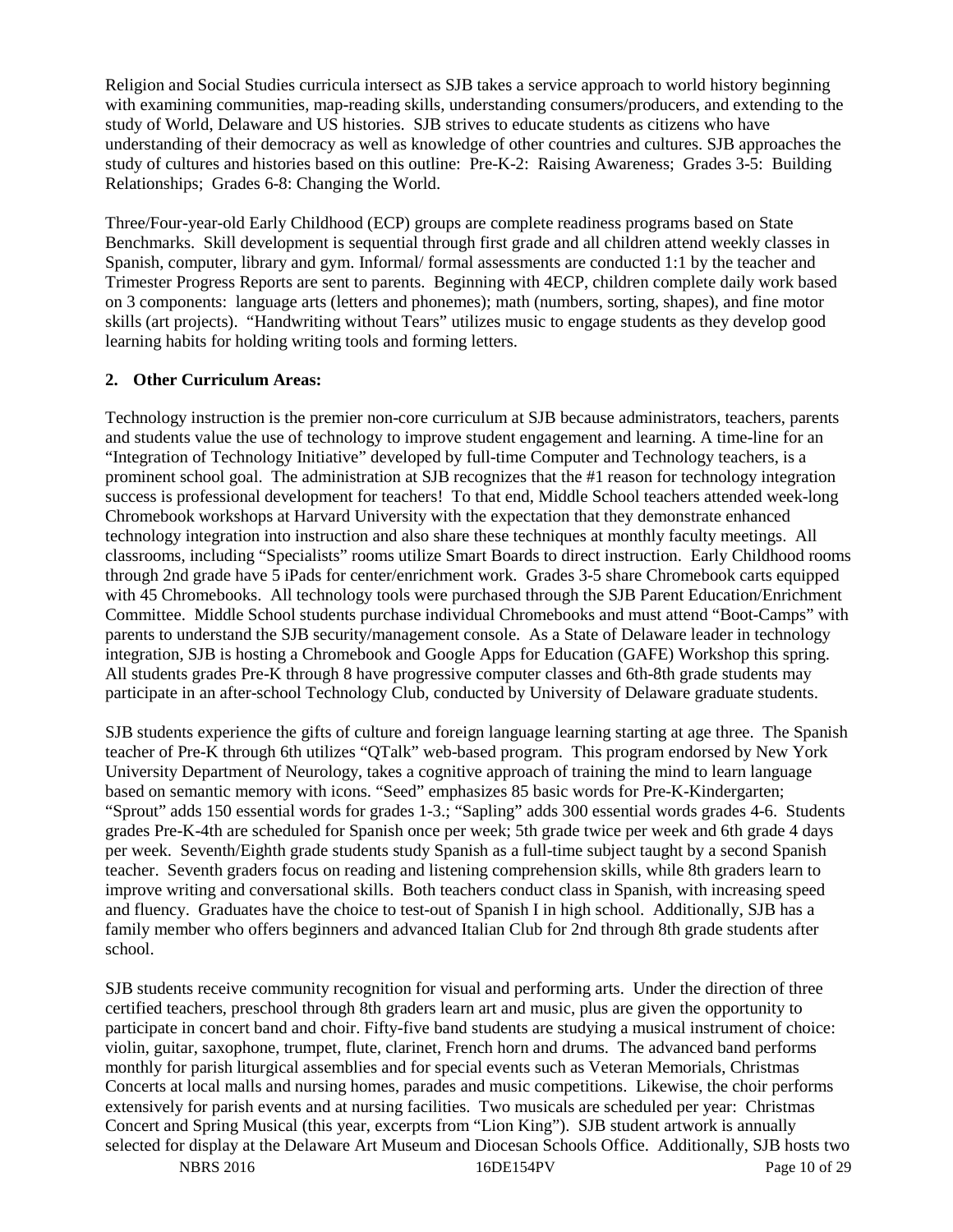Religion and Social Studies curricula intersect as SJB takes a service approach to world history beginning with examining communities, map-reading skills, understanding consumers/producers, and extending to the study of World, Delaware and US histories. SJB strives to educate students as citizens who have understanding of their democracy as well as knowledge of other countries and cultures. SJB approaches the study of cultures and histories based on this outline: Pre-K-2: Raising Awareness; Grades 3-5: Building Relationships; Grades 6-8: Changing the World.

Three/Four-year-old Early Childhood (ECP) groups are complete readiness programs based on State Benchmarks. Skill development is sequential through first grade and all children attend weekly classes in Spanish, computer, library and gym. Informal/ formal assessments are conducted 1:1 by the teacher and Trimester Progress Reports are sent to parents. Beginning with 4ECP, children complete daily work based on 3 components: language arts (letters and phonemes); math (numbers, sorting, shapes), and fine motor skills (art projects). "Handwriting without Tears" utilizes music to engage students as they develop good learning habits for holding writing tools and forming letters.

## 2. Other Curriculum Areas:

Technology instruction is the premier non-core curriculum at SJB because administrators, teachers, parents and students value the use of technology to improve student engagement and learning. A time-line for an "Integration of Technology Initiative" developed by full-time Computer and Technology teachers, is a prominent school goal. The administration at SJB recognizes that the #1 reason for technology integration success is professional development for teachers! To that end, Middle School teachers attended week-long Chromebook workshops at Harvard University with the expectation that they demonstrate enhanced technology integration into instruction and also share these techniques at monthly faculty meetings. All classrooms, including "Specialists" rooms utilize Smart Boards to direct instruction. Early Childhood rooms through 2nd grade have 5 iPads for center/enrichment work. Grades 3-5 share Chromebook carts equipped with 45 Chromebooks. All technology tools were purchased through the SJB Parent Education/Enrichment Committee. Middle School students purchase individual Chromebooks and must attend "Boot-Camps" with parents to understand the SJB security/management console. As a State of Delaware leader in technology integration, SJB is hosting a Chromebook and Google Apps for Education (GAFE) Workshop this spring. All students grades Pre-K through 8 have progressive computer classes and 6th-8th grade students may participate in an after-school Technology Club, conducted by University of Delaware graduate students.

SJB students experience the gifts of culture and foreign language learning starting at age three. The Spanish teacher of Pre-K through 6th utilizes "QTalk" web-based program. This program endorsed by New York University Department of Neurology, takes a cognitive approach of training the mind to learn language based on semantic memory with icons. "Seed" emphasizes 85 basic words for Pre-K-Kindergarten; "Sprout" adds 150 essential words for grades 1-3.; "Sapling" adds 300 essential words grades 4-6. Students grades Pre-K-4th are scheduled for Spanish once per week; 5th grade twice per week and 6th grade 4 days per week. Seventh/Eighth grade students study Spanish as a full-time subject taught by a second Spanish teacher. Seventh graders focus on reading and listening comprehension skills, while 8th graders learn to improve writing and conversational skills. Both teachers conduct class in Spanish, with increasing speed and fluency. Graduates have the choice to test-out of Spanish I in high school. Additionally, SJB has a family member who offers beginners and advanced Italian Club for 2nd through 8th grade students after school.

SJB students receive community recognition for visual and performing arts. Under the direction of three certified teachers, preschool through 8th graders learn art and music, plus are given the opportunity to participate in concert band and choir. Fifty-five band students are studying a musical instrument of choice: violin, guitar, saxophone, trumpet, flute, clarinet, French horn and drums. The advanced band performs monthly for parish liturgical assemblies and for special events such as Veteran Memorials, Christmas Concerts at local malls and nursing homes, parades and music competitions. Likewise, the choir performs extensively for parish events and at nursing facilities. Two musicals are scheduled per year: Christmas Concert and Spring Musical (this year, excerpts from "Lion King"). SJB student artwork is annually selected for display at the Delaware Art Museum and Diocesan Schools Office. Additionally, SJB hosts two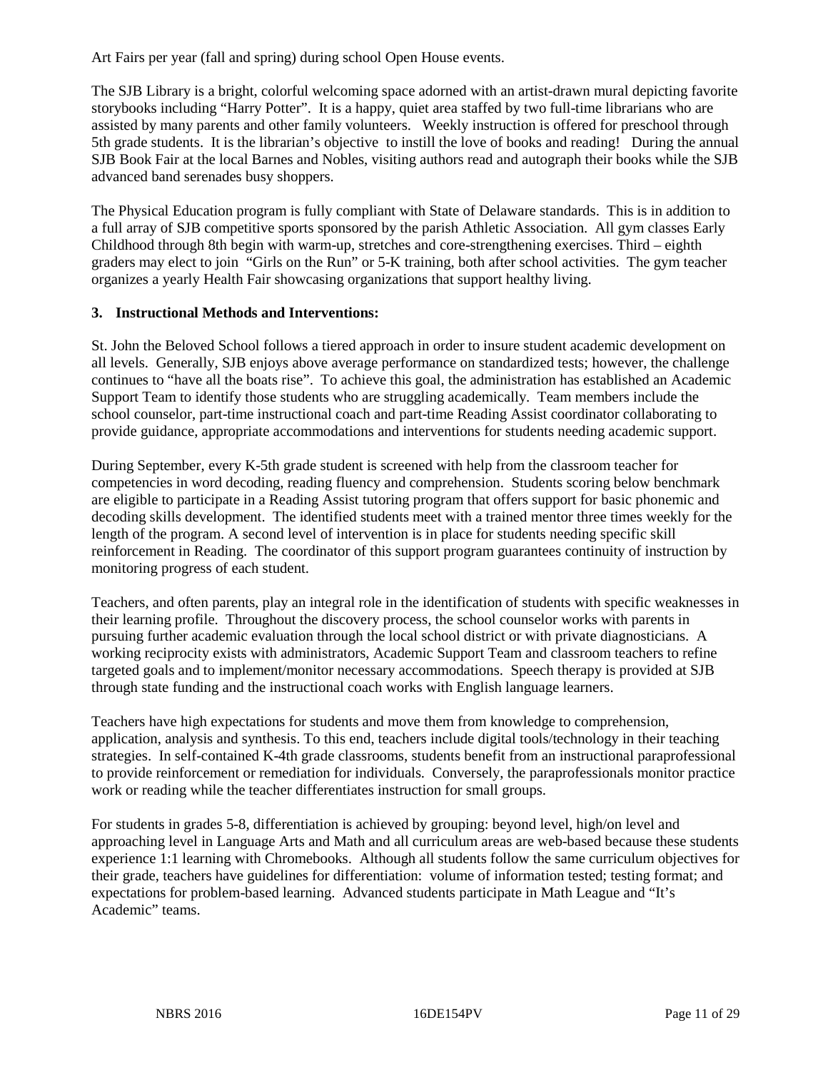Art Fairs per year (fall and spring) during school Open House events.

The SJB Library is a bright, colorful welcoming space adorned with an artist-drawn mural depicting favorite storybooks including "Harry Potter". It is a happy, quiet area staffed by two full-time librarians who are assisted by many parents and other family volunteers. Weekly instruction is offered for preschool through 5th grade students. It is the librarian's objective to instill the love of books and reading! During the annual SJB Book Fair at the local Barnes and Nobles, visiting authors read and autograph their books while the SJB advanced band serenades busy shoppers.

The Physical Education program is fully compliant with State of Delaware standards. This is in addition to a full array of SJB competitive sports sponsored by the parish Athletic Association. All gym classes Early Childhood through 8th begin with warm-up, stretches and core-strengthening exercises. Third – eighth graders may elect to join "Girls on the Run" or 5-K training, both after school activities. The gym teacher organizes a yearly Health Fair showcasing organizations that support healthy living.

### 3. Instructional Methods and Interventions:

St. John the Beloved School follows a tiered approach in order to insure student academic development on all levels. Generally, SJB enjoys above average performance on standardized tests; however, the challenge continues to "have all the boats rise". To achieve this goal, the administration has established an Academic Support Team to identify those students who are struggling academically. Team members include the school counselor, part-time instructional coach and part-time Reading Assist coordinator collaborating to provide guidance, appropriate accommodations and interventions for students needing academic support.

During September, every K-5th grade student is screened with help from the classroom teacher for competencies in word decoding, reading fluency and comprehension. Students scoring below benchmark are eligible to participate in a Reading Assist tutoring program that offers support for basic phonemic and decoding skills development. The identified students meet with a trained mentor three times weekly for the length of the program. A second level of intervention is in place for students needing specific skill reinforcement in Reading. The coordinator of this support program guarantees continuity of instruction by monitoring progress of each student.

Teachers, and often parents, play an integral role in the identification of students with specific weaknesses in their learning profile. Throughout the discovery process, the school counselor works with parents in pursuing further academic evaluation through the local school district or with private diagnosticians. A working reciprocity exists with administrators, Academic Support Team and classroom teachers to refine targeted goals and to implement/monitor necessary accommodations. Speech therapy is provided at SJB through state funding and the instructional coach works with English language learners.

Teachers have high expectations for students and move them from knowledge to comprehension, application, analysis and synthesis. To this end, teachers include digital tools/technology in their teaching strategies. In self-contained K-4th grade classrooms, students benefit from an instructional paraprofessional to provide reinforcement or remediation for individuals. Conversely, the paraprofessionals monitor practice work or reading while the teacher differentiates instruction for small groups.

For students in grades 5-8, differentiation is achieved by grouping: beyond level, high/on level and approaching level in Language Arts and Math and all curriculum areas are web-based because these students experience 1:1 learning with Chromebooks. Although all students follow the same curriculum objectives for their grade, teachers have guidelines for differentiation: volume of information tested; testing format; and expectations for problem-based learning. Advanced students participate in Math League and "It's Academic" teams.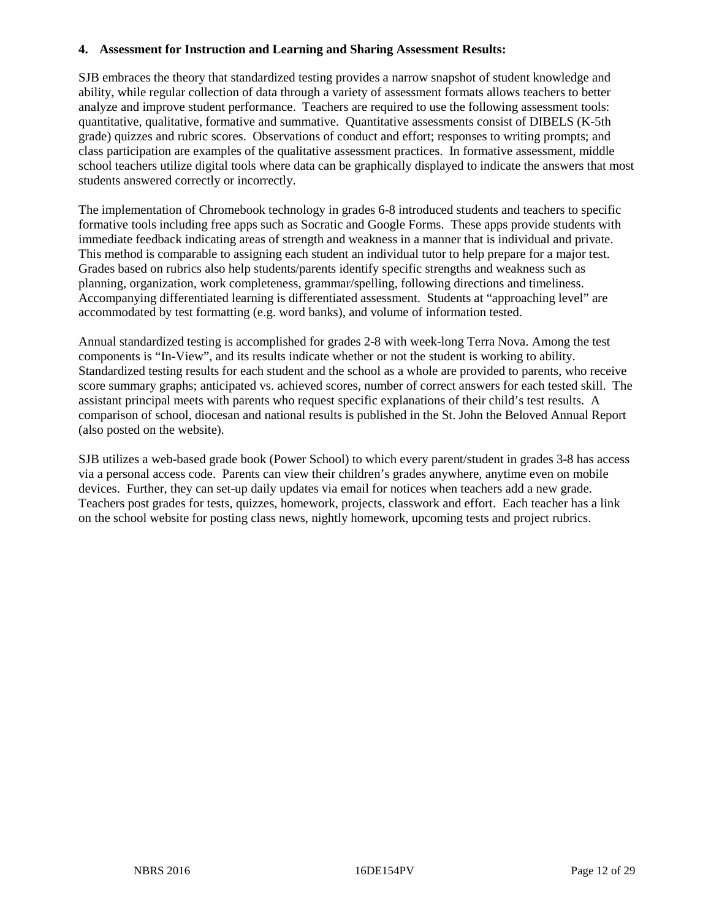**4. Assessment for Instruction and Learning and Sharing Assessment Results:**

SJB embraces the theory that standardized testing provides a narrow snapshot of student knowledge and ability, while regular collection of data through a variety of assessment formats allows teachers to better analyze and improve student performance. Teachers are required to use the following assessment tools: quantitative, qualitative, formative and summative. Quantitative assessments consist of DIBELS (K-5th grade) quizzes and rubric scores. Observations of conduct and effort; responses to writing prompts; and class participation are examples of the qualitative assessment practices. In formative assessment, middle school teachers utilize digital tools where data can be graphically displayed to indicate the answers that most students answered correctly or incorrectly.

The implementation of Chromebook technology in grades 6-8 introduced students and teachers to specific formative tools including free apps such as Socratic and Google Forms. These apps provide students with immediate feedback indicating areas of strength and weakness in a manner that is individual and private. This method is comparable to assigning each student an individual tutor to help prepare for a major test. Grades based on rubrics also help students/parents identify specific strengths and weakness such as planning, organization, work completeness, grammar/spelling, following directions and timeliness. Accompanying differentiated learning is differentiated assessment. Students at "approaching level" are accommodated by test formatting (e.g. word banks), and volume of information tested.

Annual standardized testing is accomplished for grades 2-8 with week-long Terra Nova. Among the test components is "In-View", and its results indicate whether or not the student is working to ability. Standardized testing results for each student and the school as a whole are provided to parents, who receive score summary graphs; anticipated vs. achieved scores, number of correct answers for each tested skill. The assistant principal meets with parents who request specific explanations of their child's test results. A comparison of school, diocesan and national results is published in the St. John the Beloved Annual Report (also posted on the website).

SJB utilizes a web-based grade book (Power School) to which every parent/student in grades 3-8 has access via a personal access code. Parents can view their children's grades anywhere, anytime even on mobile devices. Further, they can set-up daily updates via email for notices when teachers add a new grade. Teachers post grades for tests, quizzes, homework, projects, classwork and effort. Each teacher has a link on the school website for posting class news, nightly homework, upcoming tests and project rubrics.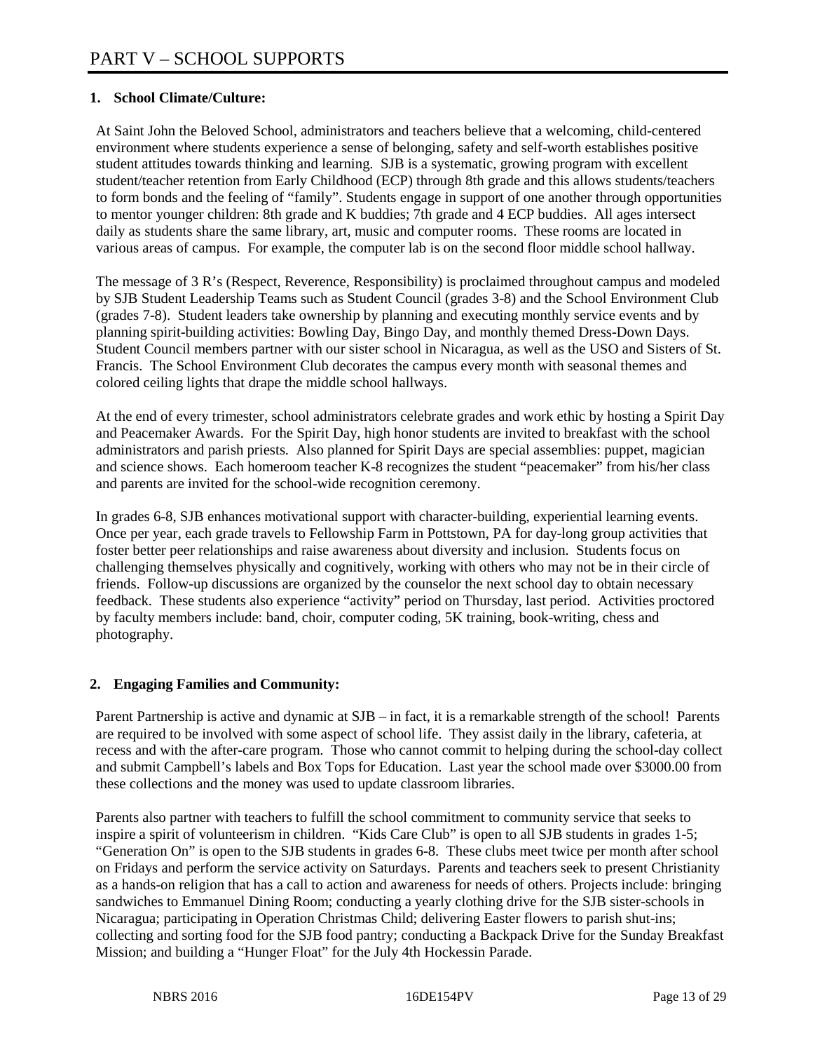# PART V – SCHOOL SUPPORTS

## 1. School Climate/Culture:

At Saint John the Beloved School, administrators and teachers believe that a welcoming, child-centered environment where students experience a sense of belonging, safety and self-worth establishes positive student attitudes towards thinking and learning. SJB is a systematic, growing program with excellent student/teacher retention from Early Childhood (ECP) through 8th grade and this allows students/teachers to form bonds and the feeling of "family". Students engage in support of one another through opportunities to mentor younger children: 8th grade and K buddies; 7th grade and 4 ECP buddies. All ages intersect daily as students share the same library, art, music and computer rooms. These rooms are located in various areas of campus. For example, the computer lab is on the second floor middle school hallway.

The message of 3 R's (Respect, Reverence, Responsibility) is proclaimed throughout campus and modeled by SJB Student Leadership Teams such as Student Council (grades 3-8) and the School Environment Club (grades 7-8). Student leaders take ownership by planning and executing monthly service events and by planning spirit-building activities: Bowling Day, Bingo Day, and monthly themed Dress-Down Days. Student Council members partner with our sister school in Nicaragua, as well as the USO and Sisters of St. Francis. The School Environment Club decorates the campus every month with seasonal themes and colored ceiling lights that drape the middle school hallways.

At the end of every trimester, school administrators celebrate grades and work ethic by hosting a Spirit Day and Peacemaker Awards. For the Spirit Day, high honor students are invited to breakfast with the school administrators and parish priests. Also planned for Spirit Days are special assemblies: puppet, magician and science shows. Each homeroom teacher K-8 recognizes the student "peacemaker" from his/her class and parents are invited for the school-wide recognition ceremony.

In grades 6-8, SJB enhances motivational support with character-building, experiential learning events. Once per year, each grade travels to Fellowship Farm in Pottstown, PA for day-long group activities that foster better peer relationships and raise awareness about diversity and inclusion. Students focus on challenging themselves physically and cognitively, working with others who may not be in their circle of friends. Follow-up discussions are organized by the counselor the next school day to obtain necessary feedback. These students also experience "activity" period on Thursday, last period. Activities proctored by faculty members include: band, choir, computer coding, 5K training, book-writing, chess and photography.

## 2. Engaging Families and Community:

Parent Partnership is active and dynamic at SJB – in fact, it is a remarkable strength of the school! Parents are required to be involved with some aspect of school life. They assist daily in the library, cafeteria, at recess and with the after-care program. Those who cannot commit to helping during the school-day collect and submit Campbell's labels and Box Tops for Education. Last year the school made over $3000.00 from these collections and the money was used to update classroom libraries.

Parents also partner with teachers to fulfill the school commitment to community service that seeks to inspire a spirit of volunteerism in children. "Kids Care Club" is open to all SJB students in grades 1-5; "Generation On" is open to the SJB students in grades 6-8. These clubs meet twice per month after school on Fridays and perform the service activity on Saturdays. Parents and teachers seek to present Christianity as a hands-on religion that has a call to action and awareness for needs of others. Projects include: bringing sandwiches to Emmanuel Dining Room; conducting a yearly clothing drive for the SJB sister-schools in Nicaragua; participating in Operation Christmas Child; delivering Easter flowers to parish shut-ins; collecting and sorting food for the SJB food pantry; conducting a Backpack Drive for the Sunday Breakfast Mission; and building a "Hunger Float" for the July 4th Hockessin Parade.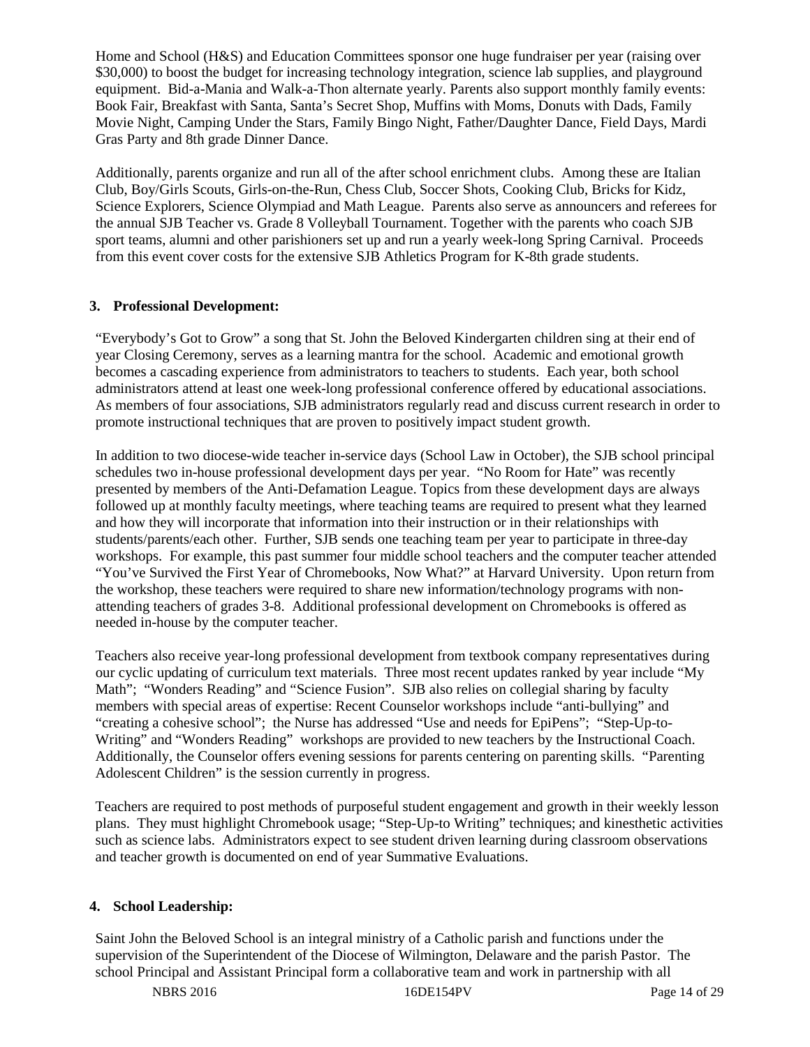Home and School (H&S) and Education Committees sponsor one huge fundraiser per year (raising over $30,000) to boost the budget for increasing technology integration, science lab supplies, and playground equipment. Bid-a-Mania and Walk-a-Thon alternate yearly. Parents also support monthly family events: Book Fair, Breakfast with Santa, Santa's Secret Shop, Muffins with Moms, Donuts with Dads, Family Movie Night, Camping Under the Stars, Family Bingo Night, Father/Daughter Dance, Field Days, Mardi Gras Party and 8th grade Dinner Dance.

Additionally, parents organize and run all of the after school enrichment clubs. Among these are Italian Club, Boy/Girls Scouts, Girls-on-the-Run, Chess Club, Soccer Shots, Cooking Club, Bricks for Kidz, Science Explorers, Science Olympiad and Math League. Parents also serve as announcers and referees for the annual SJB Teacher vs. Grade 8 Volleyball Tournament. Together with the parents who coach SJB sport teams, alumni and other parishioners set up and run a yearly week-long Spring Carnival. Proceeds from this event cover costs for the extensive SJB Athletics Program for K-8th grade students.

## 3. Professional Development:

"Everybody's Got to Grow" a song that St. John the Beloved Kindergarten children sing at their end of year Closing Ceremony, serves as a learning mantra for the school. Academic and emotional growth becomes a cascading experience from administrators to teachers to students. Each year, both school administrators attend at least one week-long professional conference offered by educational associations. As members of four associations, SJB administrators regularly read and discuss current research in order to promote instructional techniques that are proven to positively impact student growth.

In addition to two diocese-wide teacher in-service days (School Law in October), the SJB school principal schedules two in-house professional development days per year. "No Room for Hate" was recently presented by members of the Anti-Defamation League. Topics from these development days are always followed up at monthly faculty meetings, where teaching teams are required to present what they learned and how they will incorporate that information into their instruction or in their relationships with students/parents/each other. Further, SJB sends one teaching team per year to participate in three-day workshops. For example, this past summer four middle school teachers and the computer teacher attended "You've Survived the First Year of Chromebooks, Now What?" at Harvard University. Upon return from the workshop, these teachers were required to share new information/technology programs with non-attending teachers of grades 3-8. Additional professional development on Chromebooks is offered as needed in-house by the computer teacher.

Teachers also receive year-long professional development from textbook company representatives during our cyclic updating of curriculum text materials. Three most recent updates ranked by year include "My Math"; "Wonders Reading" and "Science Fusion". SJB also relies on collegial sharing by faculty members with special areas of expertise: Recent Counselor workshops include "anti-bullying" and "creating a cohesive school"; the Nurse has addressed "Use and needs for EpiPens"; "Step-Up-to-Writing" and "Wonders Reading" workshops are provided to new teachers by the Instructional Coach. Additionally, the Counselor offers evening sessions for parents centering on parenting skills. "Parenting Adolescent Children" is the session currently in progress.

Teachers are required to post methods of purposeful student engagement and growth in their weekly lesson plans. They must highlight Chromebook usage; "Step-Up-to Writing" techniques; and kinesthetic activities such as science labs. Administrators expect to see student driven learning during classroom observations and teacher growth is documented on end of year Summative Evaluations.

## 4. School Leadership:

Saint John the Beloved School is an integral ministry of a Catholic parish and functions under the supervision of the Superintendent of the Diocese of Wilmington, Delaware and the parish Pastor. The school Principal and Assistant Principal form a collaborative team and work in partnership with all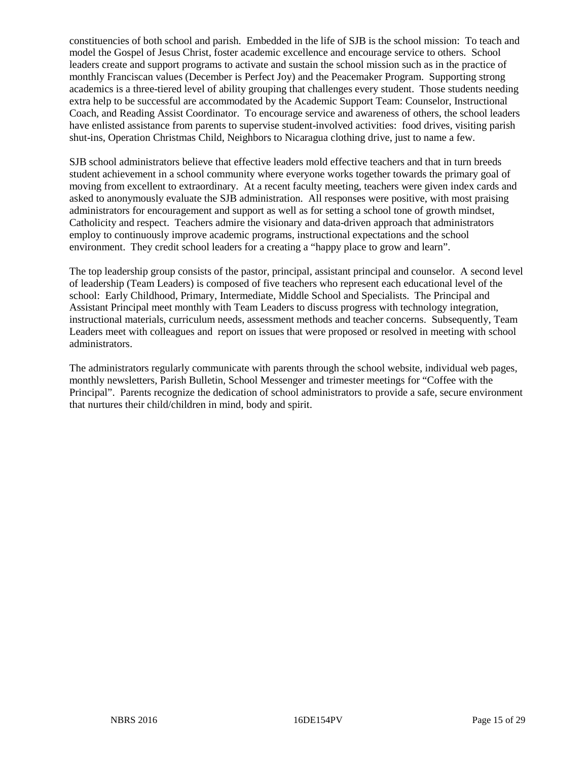constituencies of both school and parish. Embedded in the life of SJB is the school mission: To teach and model the Gospel of Jesus Christ, foster academic excellence and encourage service to others. School leaders create and support programs to activate and sustain the school mission such as in the practice of monthly Franciscan values (December is Perfect Joy) and the Peacemaker Program. Supporting strong academics is a three-tiered level of ability grouping that challenges every student. Those students needing extra help to be successful are accommodated by the Academic Support Team: Counselor, Instructional Coach, and Reading Assist Coordinator. To encourage service and awareness of others, the school leaders have enlisted assistance from parents to supervise student-involved activities: food drives, visiting parish shut-ins, Operation Christmas Child, Neighbors to Nicaragua clothing drive, just to name a few.

SJB school administrators believe that effective leaders mold effective teachers and that in turn breeds student achievement in a school community where everyone works together towards the primary goal of moving from excellent to extraordinary. At a recent faculty meeting, teachers were given index cards and asked to anonymously evaluate the SJB administration. All responses were positive, with most praising administrators for encouragement and support as well as for setting a school tone of growth mindset, Catholicity and respect. Teachers admire the visionary and data-driven approach that administrators employ to continuously improve academic programs, instructional expectations and the school environment. They credit school leaders for a creating a "happy place to grow and learn".

The top leadership group consists of the pastor, principal, assistant principal and counselor. A second level of leadership (Team Leaders) is composed of five teachers who represent each educational level of the school: Early Childhood, Primary, Intermediate, Middle School and Specialists. The Principal and Assistant Principal meet monthly with Team Leaders to discuss progress with technology integration, instructional materials, curriculum needs, assessment methods and teacher concerns. Subsequently, Team Leaders meet with colleagues and report on issues that were proposed or resolved in meeting with school administrators.

The administrators regularly communicate with parents through the school website, individual web pages, monthly newsletters, Parish Bulletin, School Messenger and trimester meetings for "Coffee with the Principal". Parents recognize the dedication of school administrators to provide a safe, secure environment that nurtures their child/children in mind, body and spirit.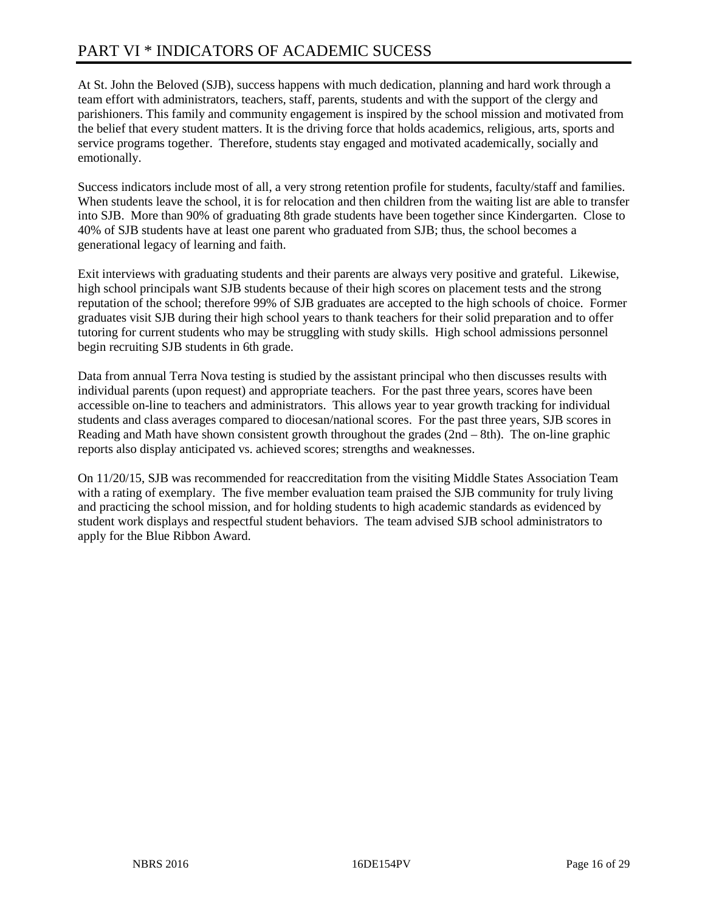# PART VI * INDICATORS OF ACADEMIC SUCESS

At St. John the Beloved (SJB), success happens with much dedication, planning and hard work through a team effort with administrators, teachers, staff, parents, students and with the support of the clergy and parishioners. This family and community engagement is inspired by the school mission and motivated from the belief that every student matters. It is the driving force that holds academics, religious, arts, sports and service programs together. Therefore, students stay engaged and motivated academically, socially and emotionally.

Success indicators include most of all, a very strong retention profile for students, faculty/staff and families. When students leave the school, it is for relocation and then children from the waiting list are able to transfer into SJB. More than 90% of graduating 8th grade students have been together since Kindergarten. Close to 40% of SJB students have at least one parent who graduated from SJB; thus, the school becomes a generational legacy of learning and faith.

Exit interviews with graduating students and their parents are always very positive and grateful. Likewise, high school principals want SJB students because of their high scores on placement tests and the strong reputation of the school; therefore 99% of SJB graduates are accepted to the high schools of choice. Former graduates visit SJB during their high school years to thank teachers for their solid preparation and to offer tutoring for current students who may be struggling with study skills. High school admissions personnel begin recruiting SJB students in 6th grade.

Data from annual Terra Nova testing is studied by the assistant principal who then discusses results with individual parents (upon request) and appropriate teachers. For the past three years, scores have been accessible on-line to teachers and administrators. This allows year to year growth tracking for individual students and class averages compared to diocesan/national scores. For the past three years, SJB scores in Reading and Math have shown consistent growth throughout the grades (2nd – 8th). The on-line graphic reports also display anticipated vs. achieved scores; strengths and weaknesses.

On 11/20/15, SJB was recommended for reaccreditation from the visiting Middle States Association Team with a rating of exemplary. The five member evaluation team praised the SJB community for truly living and practicing the school mission, and for holding students to high academic standards as evidenced by student work displays and respectful student behaviors. The team advised SJB school administrators to apply for the Blue Ribbon Award.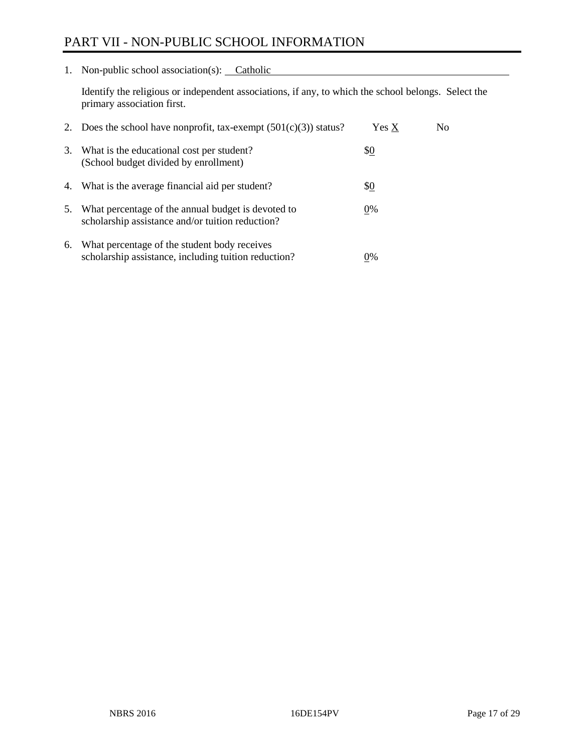# PART VII - NON-PUBLIC SCHOOL INFORMATION

1. Non-public school association(s): Catholic

   Identify the religious or independent associations, if any, to which the school belongs. Select the primary association first.

2. Does the school have nonprofit, tax-exempt (501(c)(3)) status? Yes X No

3. What is the educational cost per student? (School budget divided by enrollment) $0

4. What is the average financial aid per student? $0

5. What percentage of the annual budget is devoted to scholarship assistance and/or tuition reduction? 0%

6. What percentage of the student body receives scholarship assistance, including tuition reduction? 0%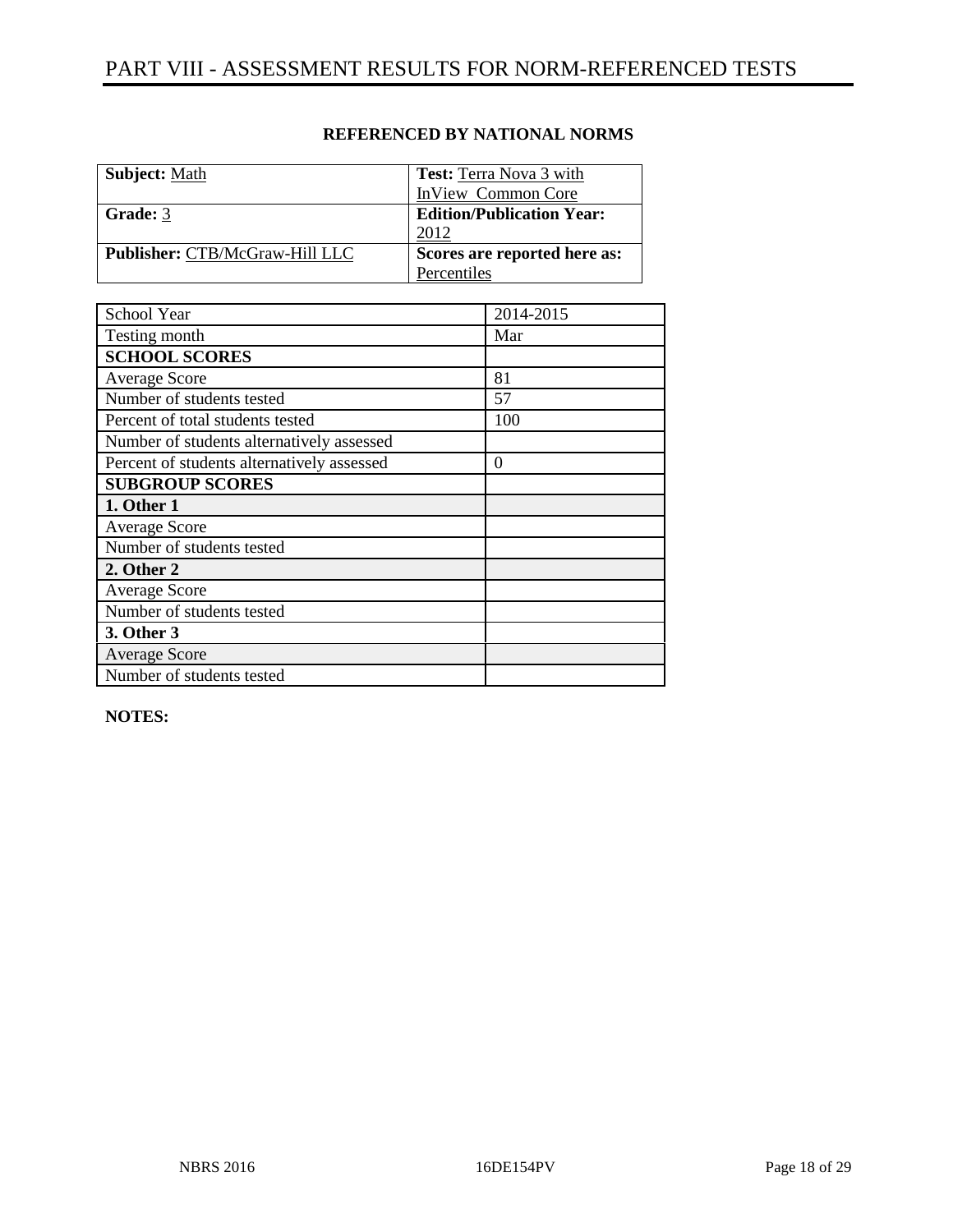# PART VIII - ASSESSMENT RESULTS FOR NORM-REFERENCED TESTS

**REFERENCED BY NATIONAL NORMS**

| **Subject:** Math | **Test:** Terra Nova 3 with InView Common Core |
|---|---|
| **Grade:** 3 | **Edition/Publication Year:** 2012 |
| **Publisher:** CTB/McGraw-Hill LLC | **Scores are reported here as:** Percentiles |

| School Year | 2014-2015 |
|---|---|
| Testing month | Mar |
| **SCHOOL SCORES** | |
| Average Score | 81 |
| Number of students tested | 57 |
| Percent of total students tested | 100 |
| Number of students alternatively assessed | |
| Percent of students alternatively assessed | 0 |
| **SUBGROUP SCORES** | |
| **1. Other 1** | |
| Average Score | |
| Number of students tested | |
| **2. Other 2** | |
| Average Score | |
| Number of students tested | |
| **3. Other 3** | |
| Average Score | |
| Number of students tested | |

**NOTES:**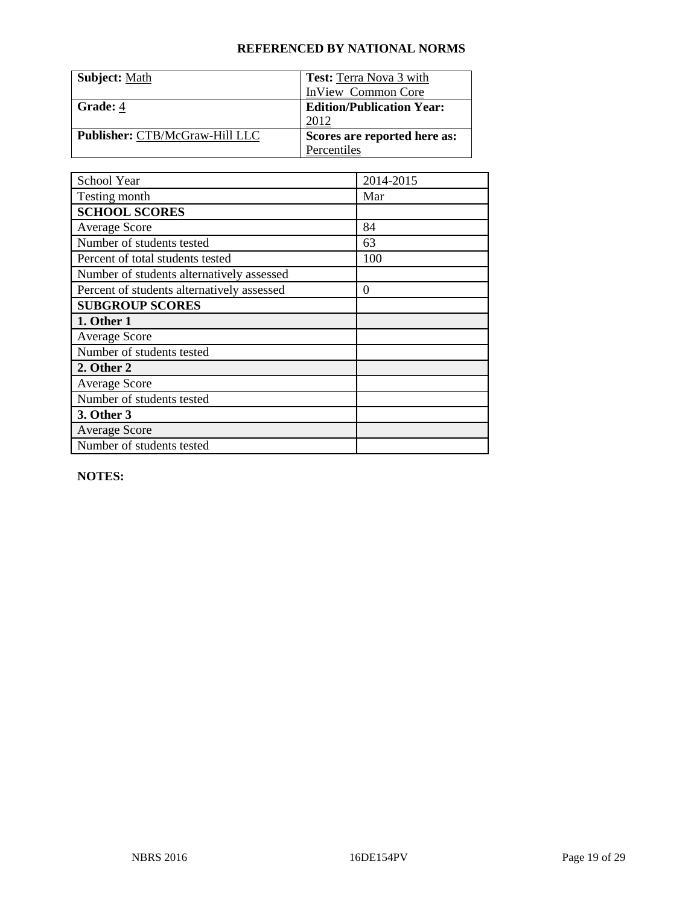**REFERENCED BY NATIONAL NORMS**

| **Subject:** Math | **Test:** Terra Nova 3 with InView Common Core |
|---|---|
| **Grade:** 4 | **Edition/Publication Year:** 2012 |
| **Publisher:** CTB/McGraw-Hill LLC | **Scores are reported here as:** Percentiles |

| School Year | 2014-2015 |
|---|---|
| Testing month | Mar |
| **SCHOOL SCORES** | |
| Average Score | 84 |
| Number of students tested | 63 |
| Percent of total students tested | 100 |
| Number of students alternatively assessed | |
| Percent of students alternatively assessed | 0 |
| **SUBGROUP SCORES** | |
| **1. Other 1** | |
| Average Score | |
| Number of students tested | |
| **2. Other 2** | |
| Average Score | |
| Number of students tested | |
| **3. Other 3** | |
| Average Score | |
| Number of students tested | |

**NOTES:**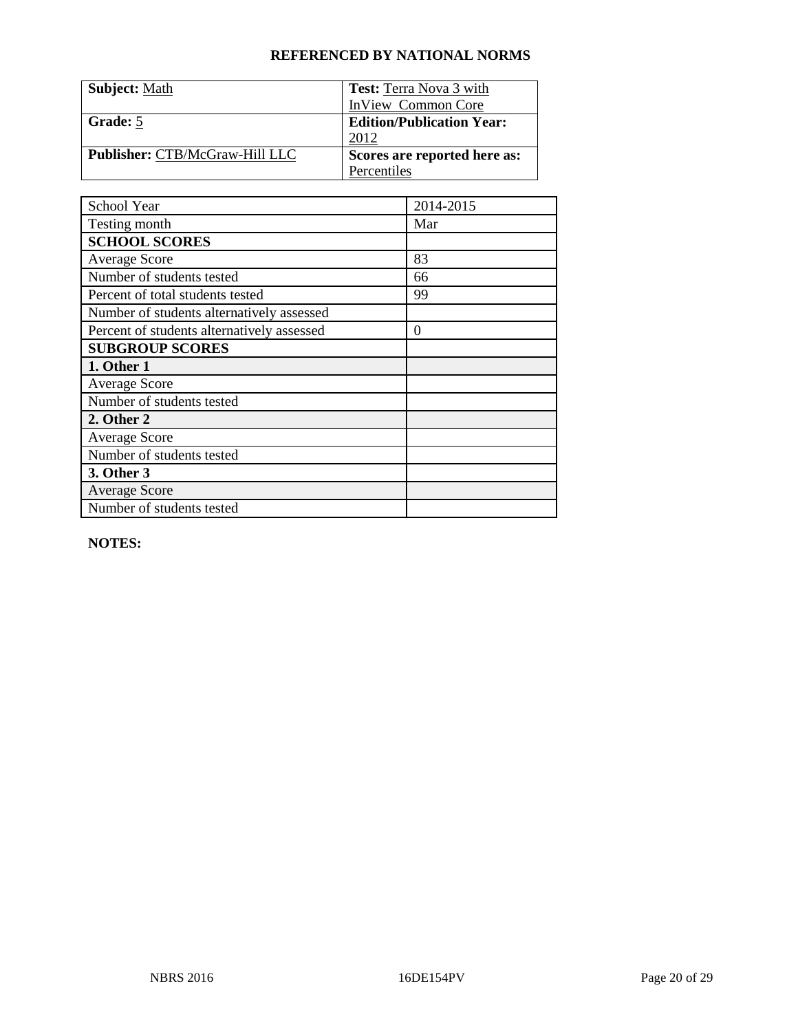**REFERENCED BY NATIONAL NORMS**

| **Subject:** Math | **Test:** Terra Nova 3 with InView Common Core |
|---|---|
| **Grade:** 5 | **Edition/Publication Year:** 2012 |
| **Publisher:** CTB/McGraw-Hill LLC | **Scores are reported here as:** Percentiles |

| School Year | 2014-2015 |
|---|---|
| Testing month | Mar |
| **SCHOOL SCORES** | |
| Average Score | 83 |
| Number of students tested | 66 |
| Percent of total students tested | 99 |
| Number of students alternatively assessed | |
| Percent of students alternatively assessed | 0 |
| **SUBGROUP SCORES** | |
| **1. Other 1** | |
| Average Score | |
| Number of students tested | |
| **2. Other 2** | |
| Average Score | |
| Number of students tested | |
| **3. Other 3** | |
| Average Score | |
| Number of students tested | |

**NOTES:**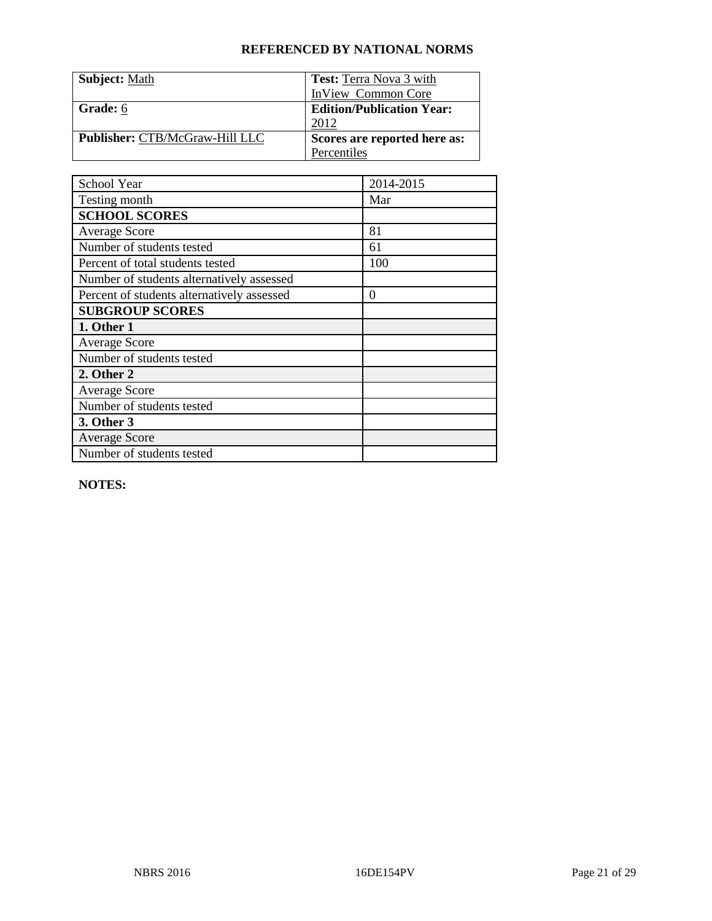**REFERENCED BY NATIONAL NORMS**

| **Subject:** Math | **Test:** Terra Nova 3 with InView Common Core |
|---|---|
| **Grade:** 6 | **Edition/Publication Year:** 2012 |
| **Publisher:** CTB/McGraw-Hill LLC | **Scores are reported here as:** Percentiles |

| School Year | 2014-2015 |
|---|---|
| Testing month | Mar |
| **SCHOOL SCORES** | |
| Average Score | 81 |
| Number of students tested | 61 |
| Percent of total students tested | 100 |
| Number of students alternatively assessed | |
| Percent of students alternatively assessed | 0 |
| **SUBGROUP SCORES** | |
| **1. Other 1** | |
| Average Score | |
| Number of students tested | |
| **2. Other 2** | |
| Average Score | |
| Number of students tested | |
| **3. Other 3** | |
| Average Score | |
| Number of students tested | |

**NOTES:**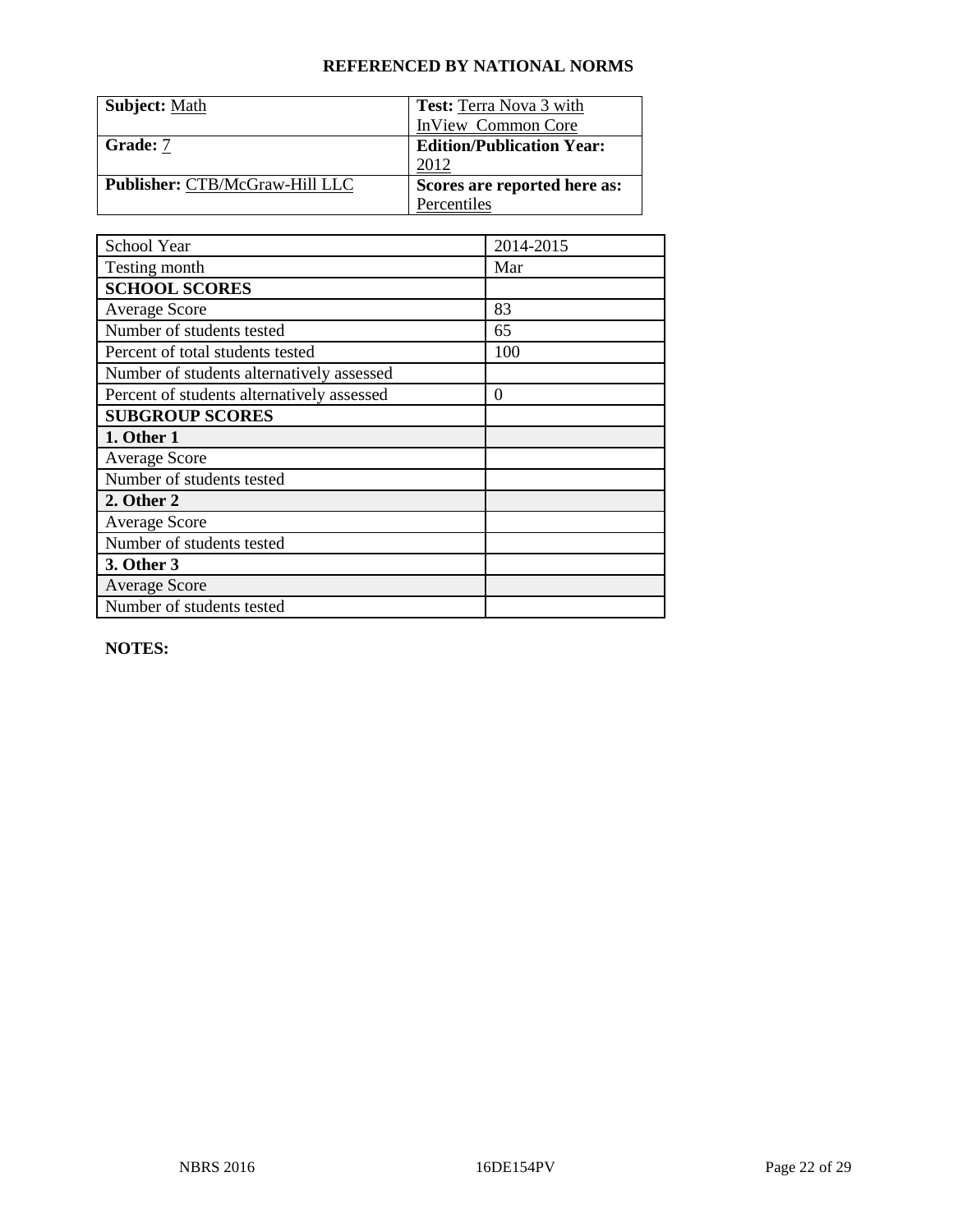**REFERENCED BY NATIONAL NORMS**

| **Subject:** Math | **Test:** Terra Nova 3 with InView Common Core |
|---|---|
| **Grade:** 7 | **Edition/Publication Year:** 2012 |
| **Publisher:** CTB/McGraw-Hill LLC | **Scores are reported here as:** Percentiles |

| School Year | 2014-2015 |
|---|---|
| Testing month | Mar |
| **SCHOOL SCORES** | |
| Average Score | 83 |
| Number of students tested | 65 |
| Percent of total students tested | 100 |
| Number of students alternatively assessed | |
| Percent of students alternatively assessed | 0 |
| **SUBGROUP SCORES** | |
| **1. Other 1** | |
| Average Score | |
| Number of students tested | |
| **2. Other 2** | |
| Average Score | |
| Number of students tested | |
| **3. Other 3** | |
| Average Score | |
| Number of students tested | |

**NOTES:**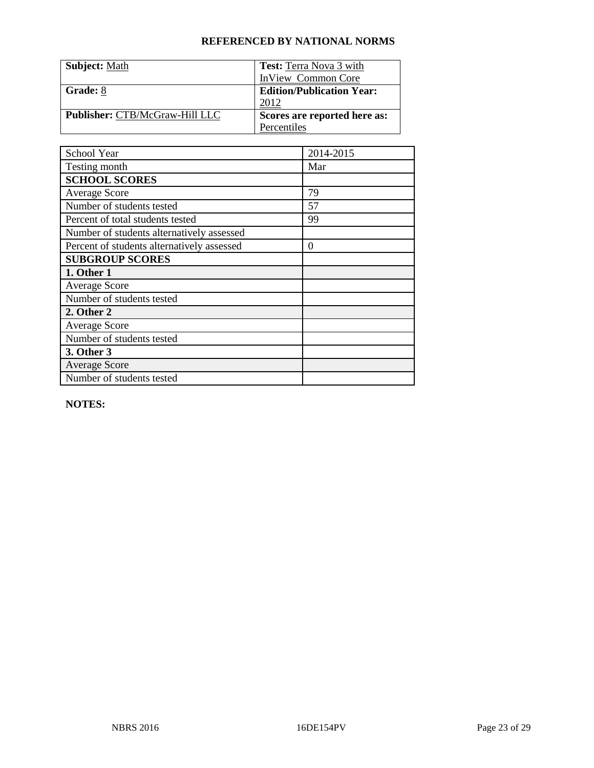**REFERENCED BY NATIONAL NORMS**

| | |
|---|---|
| **Subject:** Math | **Test:** Terra Nova 3 with InView Common Core |
| **Grade:** 8 | **Edition/Publication Year:** 2012 |
| **Publisher:** CTB/McGraw-Hill LLC | **Scores are reported here as:** Percentiles |

| School Year | 2014-2015 |
|---|---|
| Testing month | Mar |
| **SCHOOL SCORES** | |
| Average Score | 79 |
| Number of students tested | 57 |
| Percent of total students tested | 99 |
| Number of students alternatively assessed | |
| Percent of students alternatively assessed | 0 |
| **SUBGROUP SCORES** | |
| **1. Other 1** | |
| Average Score | |
| Number of students tested | |
| **2. Other 2** | |
| Average Score | |
| Number of students tested | |
| **3. Other 3** | |
| Average Score | |
| Number of students tested | |

**NOTES:**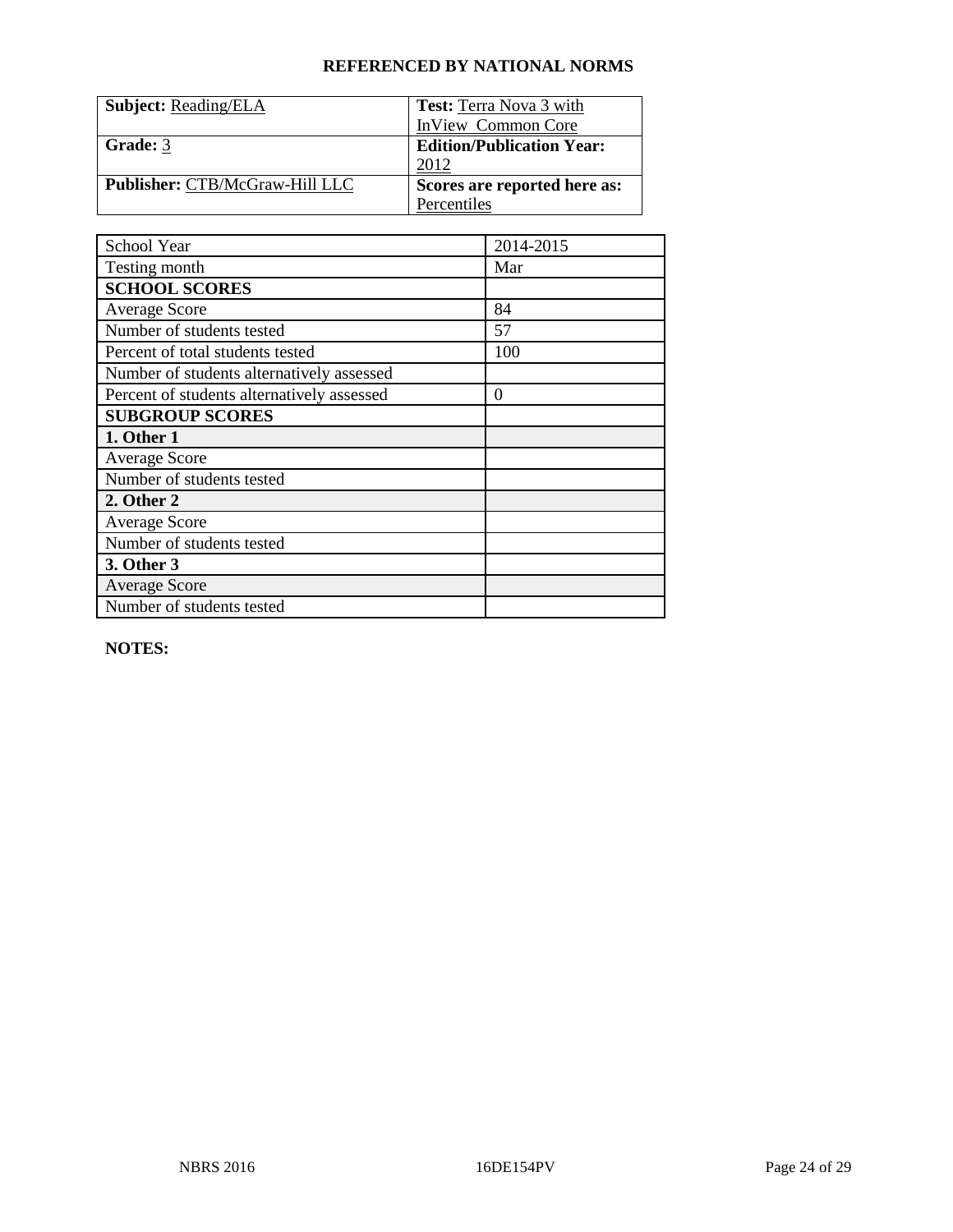**REFERENCED BY NATIONAL NORMS**

| **Subject:** Reading/ELA | **Test:** Terra Nova 3 with InView Common Core |
|---|---|
| **Grade:** 3 | **Edition/Publication Year:** 2012 |
| **Publisher:** CTB/McGraw-Hill LLC | **Scores are reported here as:** Percentiles |

| School Year | 2014-2015 |
|---|---|
| Testing month | Mar |
| **SCHOOL SCORES** | |
| Average Score | 84 |
| Number of students tested | 57 |
| Percent of total students tested | 100 |
| Number of students alternatively assessed | |
| Percent of students alternatively assessed | 0 |
| **SUBGROUP SCORES** | |
| **1. Other 1** | |
| Average Score | |
| Number of students tested | |
| **2. Other 2** | |
| Average Score | |
| Number of students tested | |
| **3. Other 3** | |
| Average Score | |
| Number of students tested | |

**NOTES:**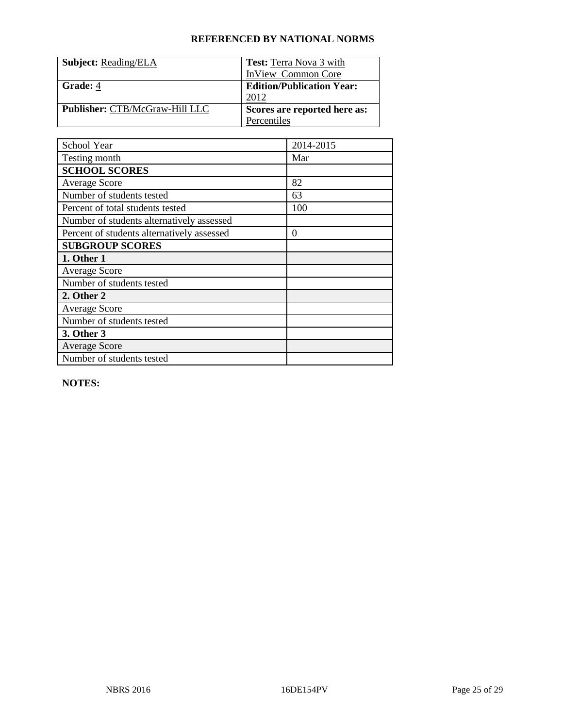## REFERENCED BY NATIONAL NORMS

| **Subject:** Reading/ELA | **Test:** Terra Nova 3 with InView Common Core |
|---|---|
| **Grade:** 4 | **Edition/Publication Year:** 2012 |
| **Publisher:** CTB/McGraw-Hill LLC | **Scores are reported here as:** Percentiles |

| School Year | 2014-2015 |
|---|---|
| Testing month | Mar |
| **SCHOOL SCORES** | |
| Average Score | 82 |
| Number of students tested | 63 |
| Percent of total students tested | 100 |
| Number of students alternatively assessed | |
| Percent of students alternatively assessed | 0 |
| **SUBGROUP SCORES** | |
| **1. Other 1** | |
| Average Score | |
| Number of students tested | |
| **2. Other 2** | |
| Average Score | |
| Number of students tested | |
| **3. Other 3** | |
| Average Score | |
| Number of students tested | |

**NOTES:**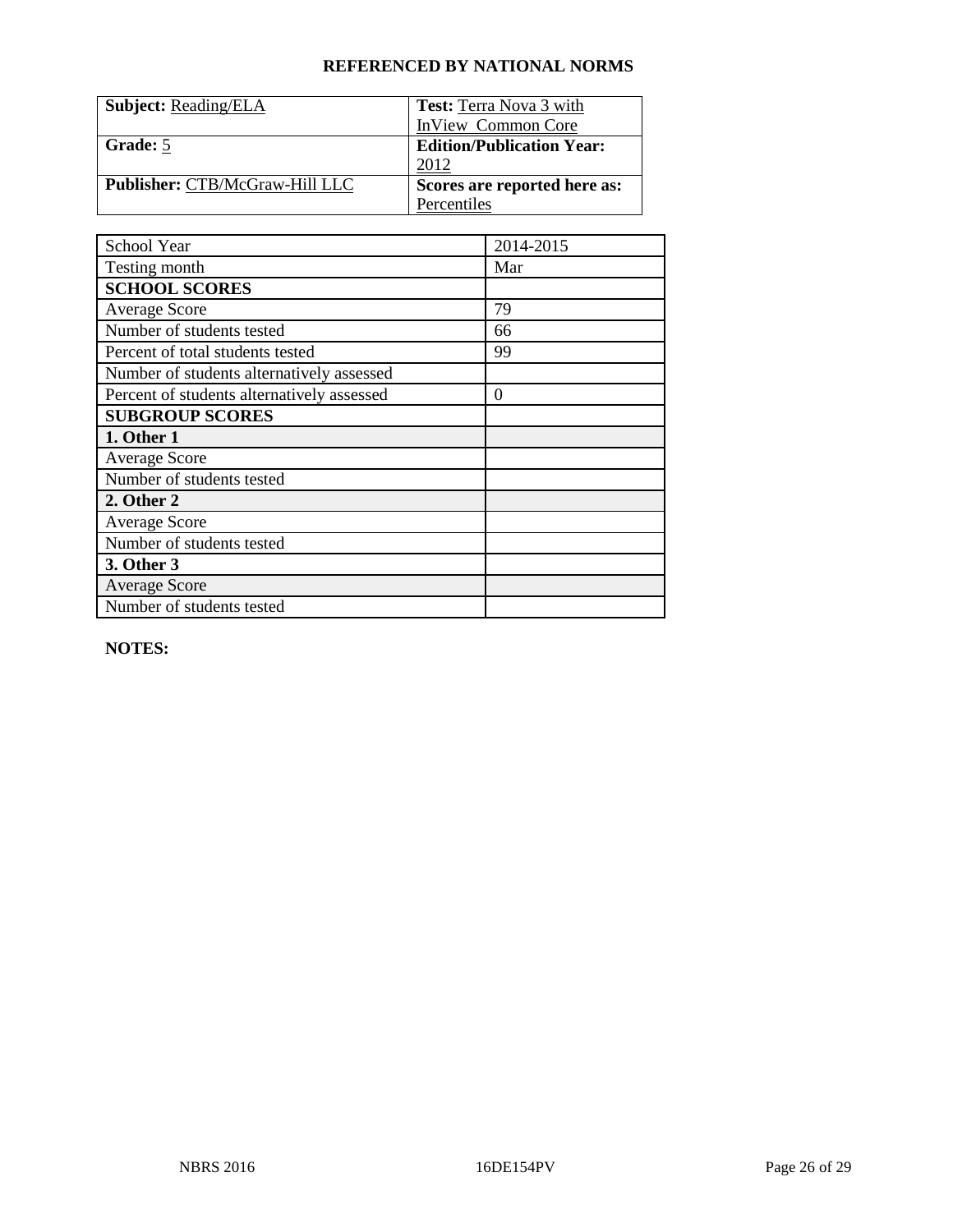## REFERENCED BY NATIONAL NORMS

| **Subject:** Reading/ELA | **Test:** Terra Nova 3 with InView Common Core |
|---|---|
| **Grade:** 5 | **Edition/Publication Year:** 2012 |
| **Publisher:** CTB/McGraw-Hill LLC | **Scores are reported here as:** Percentiles |

| School Year | 2014-2015 |
|---|---|
| Testing month | Mar |
| **SCHOOL SCORES** | |
| Average Score | 79 |
| Number of students tested | 66 |
| Percent of total students tested | 99 |
| Number of students alternatively assessed | |
| Percent of students alternatively assessed | 0 |
| **SUBGROUP SCORES** | |
| **1. Other 1** | |
| Average Score | |
| Number of students tested | |
| **2. Other 2** | |
| Average Score | |
| Number of students tested | |
| **3. Other 3** | |
| Average Score | |
| Number of students tested | |

**NOTES:**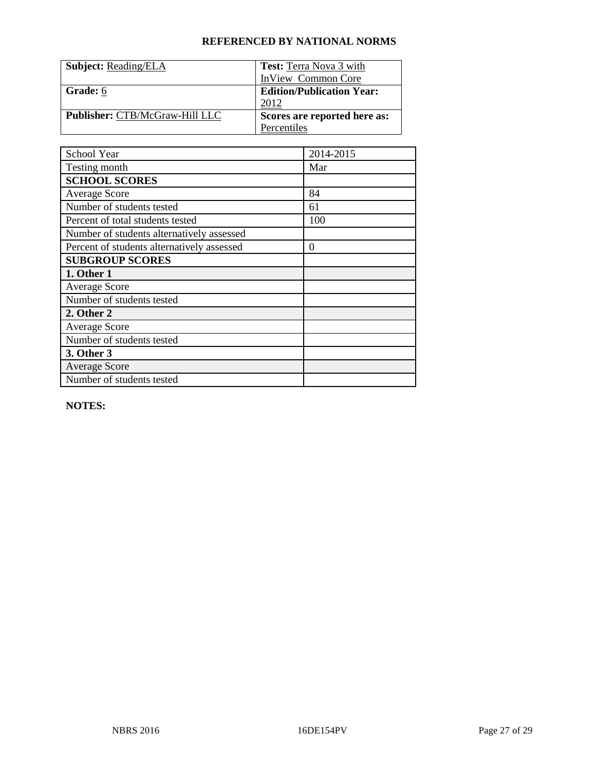**REFERENCED BY NATIONAL NORMS**

| **Subject:** Reading/ELA | **Test:** Terra Nova 3 with InView Common Core |
|---|---|
| **Grade:** 6 | **Edition/Publication Year:** 2012 |
| **Publisher:** CTB/McGraw-Hill LLC | **Scores are reported here as:** Percentiles |

| School Year | 2014-2015 |
|---|---|
| Testing month | Mar |
| **SCHOOL SCORES** | |
| Average Score | 84 |
| Number of students tested | 61 |
| Percent of total students tested | 100 |
| Number of students alternatively assessed | |
| Percent of students alternatively assessed | 0 |
| **SUBGROUP SCORES** | |
| **1. Other 1** | |
| Average Score | |
| Number of students tested | |
| **2. Other 2** | |
| Average Score | |
| Number of students tested | |
| **3. Other 3** | |
| Average Score | |
| Number of students tested | |

**NOTES:**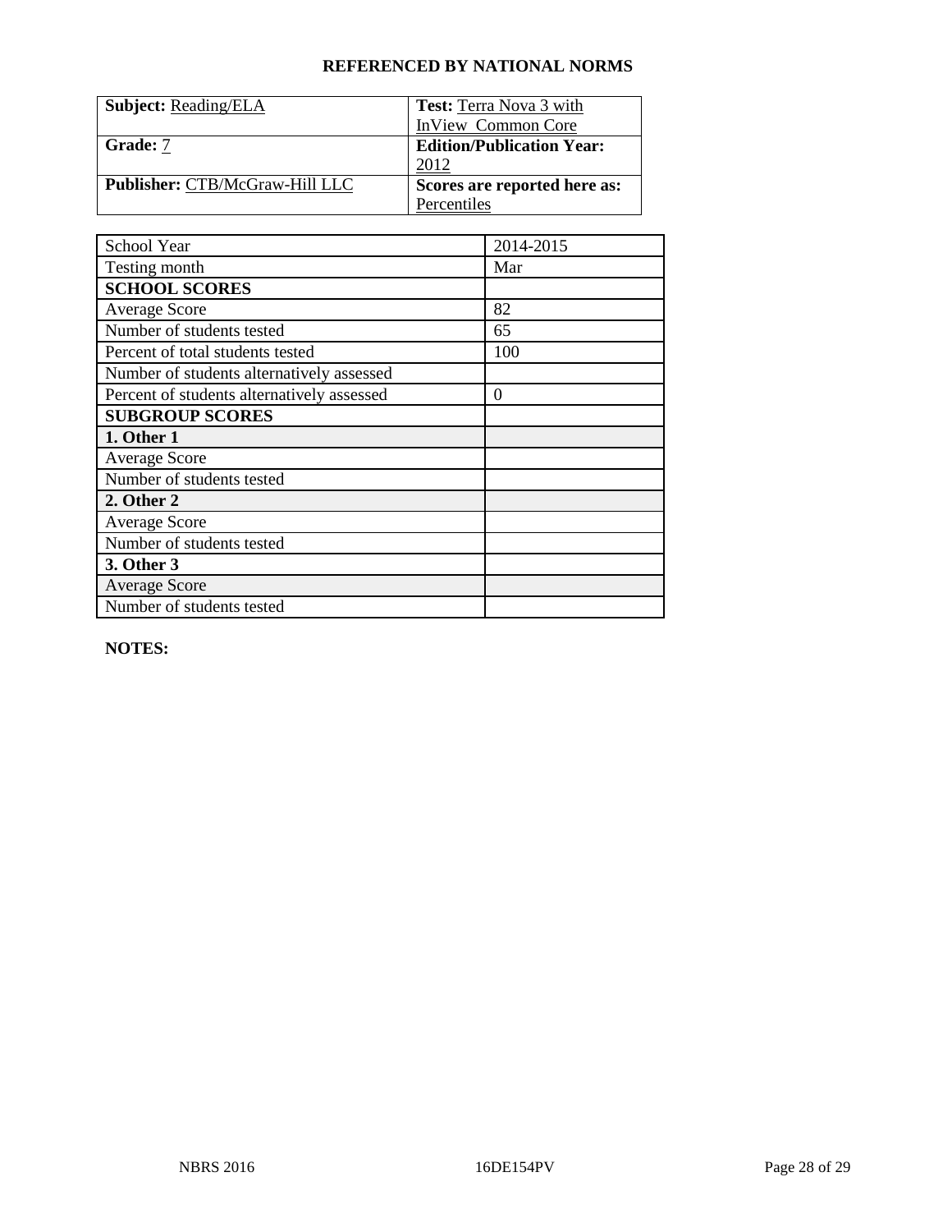**REFERENCED BY NATIONAL NORMS**

| **Subject:** Reading/ELA | **Test:** Terra Nova 3 with InView Common Core |
| --- | --- |
| **Grade:** 7 | **Edition/Publication Year:** 2012 |
| **Publisher:** CTB/McGraw-Hill LLC | **Scores are reported here as:** Percentiles |

| School Year | 2014-2015 |
| --- | --- |
| Testing month | Mar |
| **SCHOOL SCORES** | |
| Average Score | 82 |
| Number of students tested | 65 |
| Percent of total students tested | 100 |
| Number of students alternatively assessed | |
| Percent of students alternatively assessed | 0 |
| **SUBGROUP SCORES** | |
| **1. Other 1** | |
| Average Score | |
| Number of students tested | |
| **2. Other 2** | |
| Average Score | |
| Number of students tested | |
| **3. Other 3** | |
| Average Score | |
| Number of students tested | |

**NOTES:**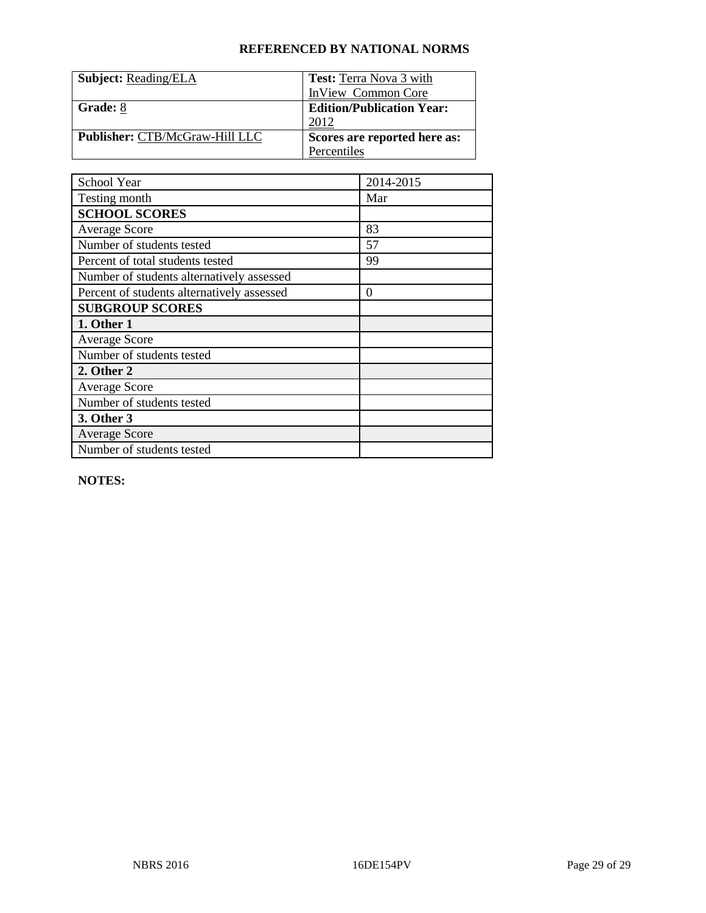**REFERENCED BY NATIONAL NORMS**

| | |
|---|---|
| **Subject:** Reading/ELA | **Test:** Terra Nova 3 with InView Common Core |
| **Grade:** 8 | **Edition/Publication Year:** 2012 |
| **Publisher:** CTB/McGraw-Hill LLC | **Scores are reported here as:** Percentiles |

| | |
|---|---|
| School Year | 2014-2015 |
| Testing month | Mar |
| **SCHOOL SCORES** | |
| Average Score | 83 |
| Number of students tested | 57 |
| Percent of total students tested | 99 |
| Number of students alternatively assessed | |
| Percent of students alternatively assessed | 0 |
| **SUBGROUP SCORES** | |
| **1. Other 1** | |
| Average Score | |
| Number of students tested | |
| **2. Other 2** | |
| Average Score | |
| Number of students tested | |
| **3. Other 3** | |
| Average Score | |
| Number of students tested | |

**NOTES:**